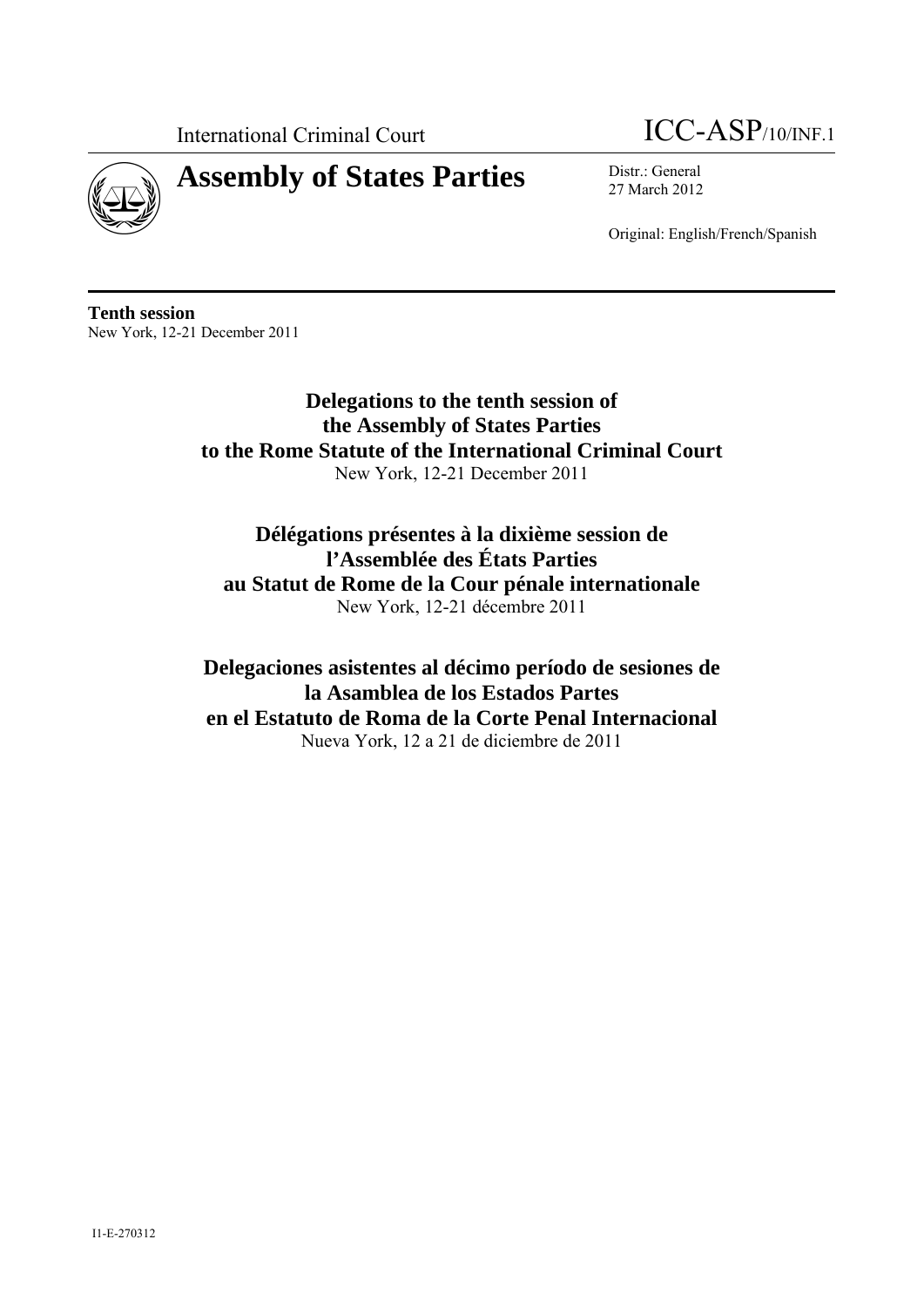International Criminal Court

# ICC-ASP/10/INF.1

## Assembly of States Parties

Distr.: General
27 March 2012

Original: English/French/Spanish

**Tenth session**
New York, 12-21 December 2011

**Delegations to the tenth session of the Assembly of States Parties to the Rome Statute of the International Criminal Court**
New York, 12-21 December 2011

**Délégations présentes à la dixième session de l'Assemblée des États Parties au Statut de Rome de la Cour pénale internationale**
New York, 12-21 décembre 2011

**Delegaciones asistentes al décimo período de sesiones de la Asamblea de los Estados Partes en el Estatuto de Roma de la Corte Penal Internacional**
Nueva York, 12 a 21 de diciembre de 2011

I1-E-270312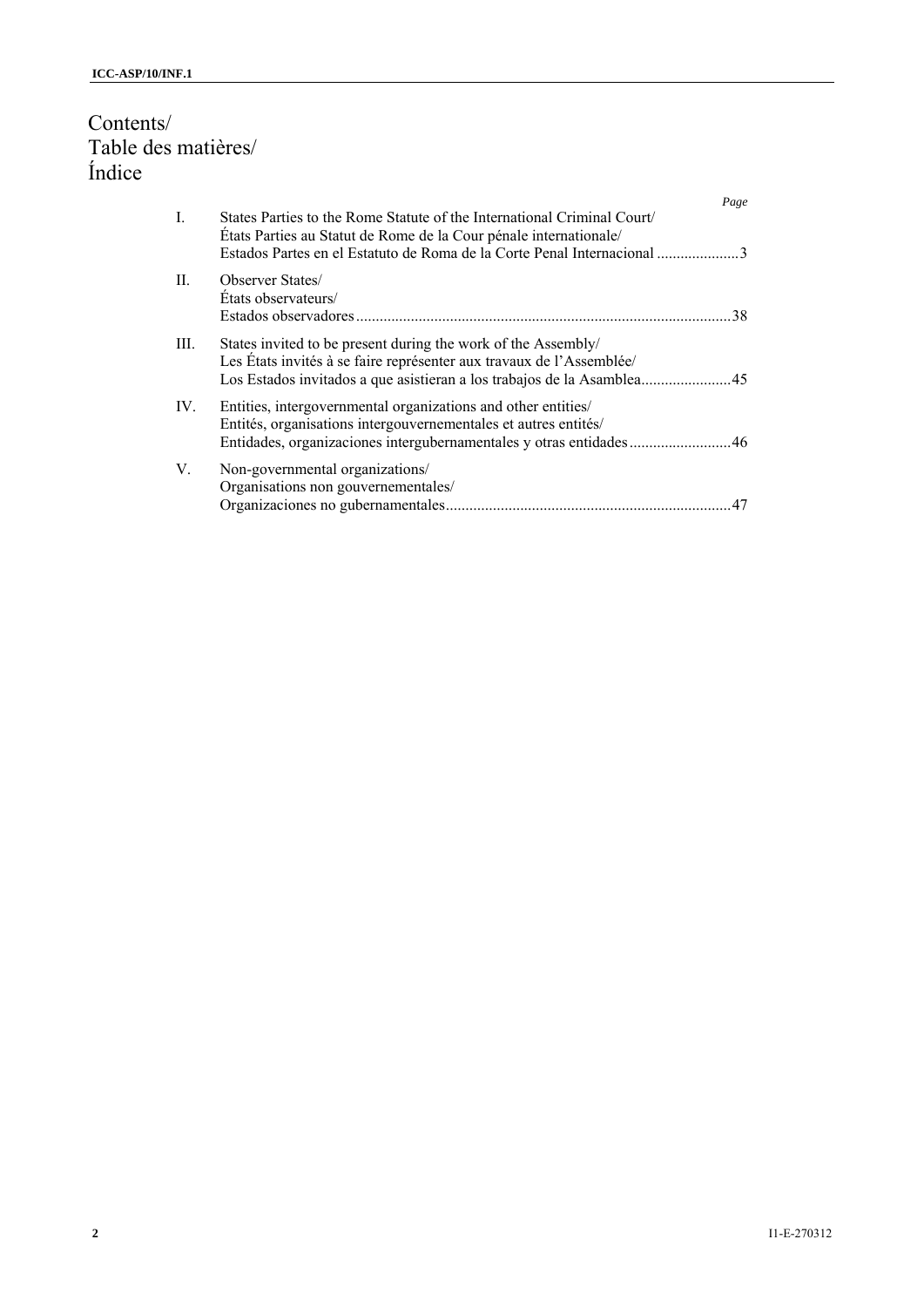# Contents/ Table des matières/ Índice

| | | Page |
|---|---|---|
| I. | States Parties to the Rome Statute of the International Criminal Court/ États Parties au Statut de Rome de la Cour pénale internationale/ Estados Partes en el Estatuto de Roma de la Corte Penal Internacional | 3 |
| II. | Observer States/ États observateurs/ Estados observadores | 38 |
| III. | States invited to be present during the work of the Assembly/ Les États invités à se faire représenter aux travaux de l'Assemblée/ Los Estados invitados a que asistieran a los trabajos de la Asamblea | 45 |
| IV. | Entities, intergovernmental organizations and other entities/ Entités, organisations intergouvernementales et autres entités/ Entidades, organizaciones intergubernamentales y otras entidades | 46 |
| V. | Non-governmental organizations/ Organisations non gouvernementales/ Organizaciones no gubernamentales | 47 |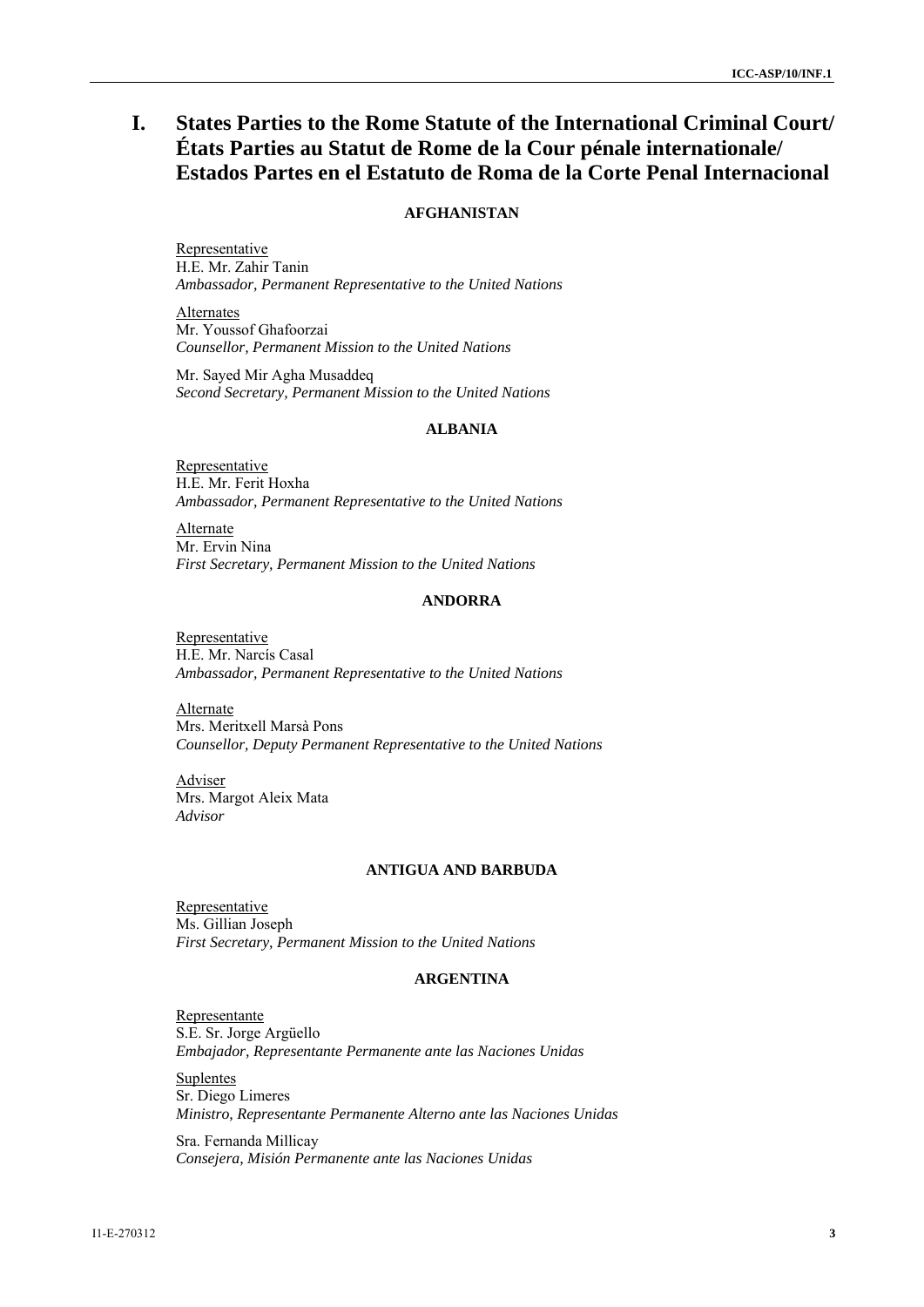# I. States Parties to the Rome Statute of the International Criminal Court/ États Parties au Statut de Rome de la Cour pénale internationale/ Estados Partes en el Estatuto de Roma de la Corte Penal Internacional

### AFGHANISTAN

Representative
H.E. Mr. Zahir Tanin
*Ambassador, Permanent Representative to the United Nations*

Alternates
Mr. Youssof Ghafoorzai
*Counsellor, Permanent Mission to the United Nations*

Mr. Sayed Mir Agha Musaddeq
*Second Secretary, Permanent Mission to the United Nations*

### ALBANIA

Representative
H.E. Mr. Ferit Hoxha
*Ambassador, Permanent Representative to the United Nations*

Alternate
Mr. Ervin Nina
*First Secretary, Permanent Mission to the United Nations*

### ANDORRA

Representative
H.E. Mr. Narcís Casal
*Ambassador, Permanent Representative to the United Nations*

Alternate
Mrs. Meritxell Marsà Pons
*Counsellor, Deputy Permanent Representative to the United Nations*

Adviser
Mrs. Margot Aleix Mata
*Advisor*

### ANTIGUA AND BARBUDA

Representative
Ms. Gillian Joseph
*First Secretary, Permanent Mission to the United Nations*

### ARGENTINA

Representante
S.E. Sr. Jorge Argüello
*Embajador, Representante Permanente ante las Naciones Unidas*

Suplentes
Sr. Diego Limeres
*Ministro, Representante Permanente Alterno ante las Naciones Unidas*

Sra. Fernanda Millicay
*Consejera, Misión Permanente ante las Naciones Unidas*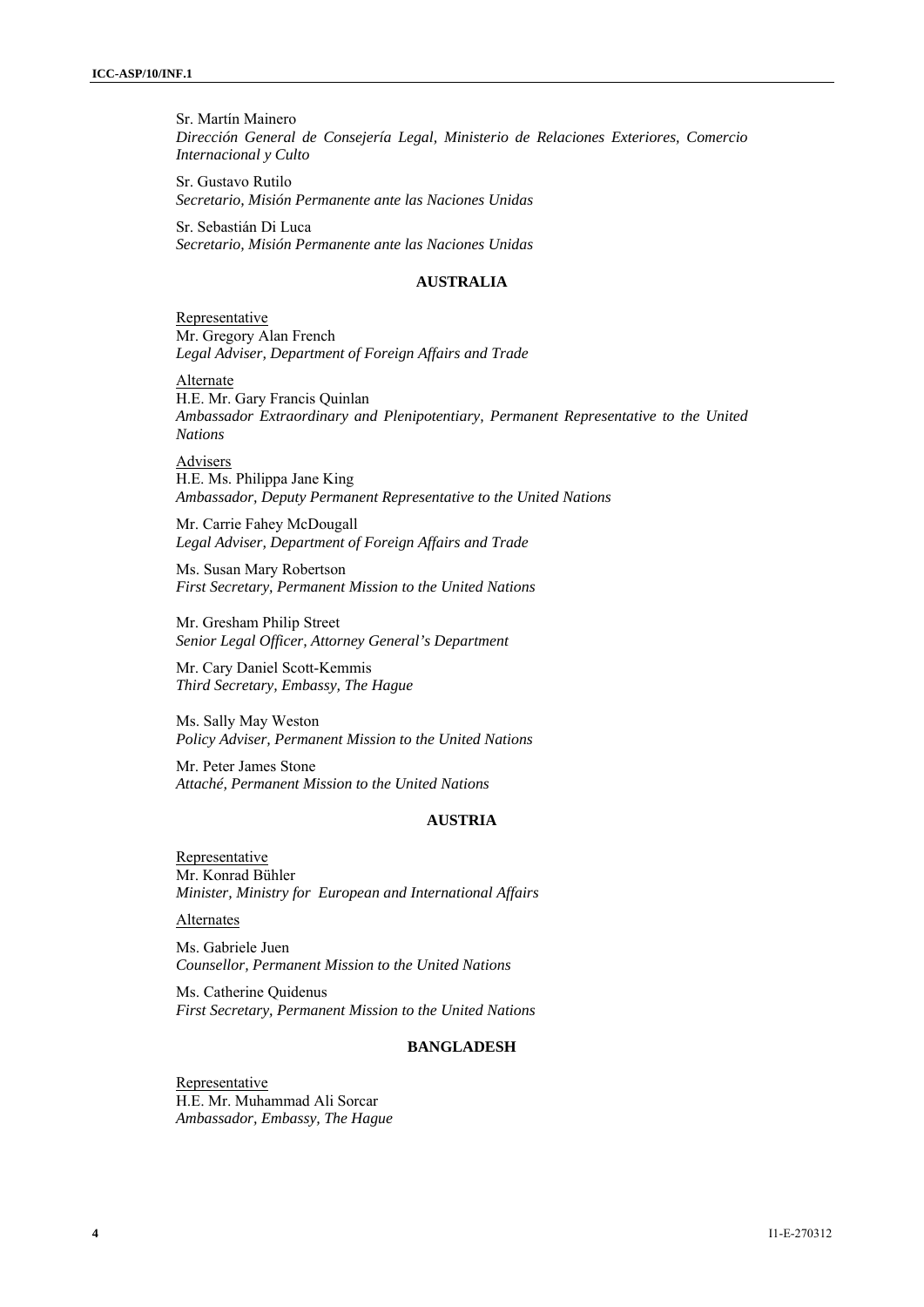Sr. Martín Mainero
*Dirección General de Consejería Legal, Ministerio de Relaciones Exteriores, Comercio Internacional y Culto*

Sr. Gustavo Rutilo
*Secretario, Misión Permanente ante las Naciones Unidas*

Sr. Sebastián Di Luca
*Secretario, Misión Permanente ante las Naciones Unidas*

## AUSTRALIA

Representative
Mr. Gregory Alan French
*Legal Adviser, Department of Foreign Affairs and Trade*

Alternate
H.E. Mr. Gary Francis Quinlan
*Ambassador Extraordinary and Plenipotentiary, Permanent Representative to the United Nations*

Advisers
H.E. Ms. Philippa Jane King
*Ambassador, Deputy Permanent Representative to the United Nations*

Mr. Carrie Fahey McDougall
*Legal Adviser, Department of Foreign Affairs and Trade*

Ms. Susan Mary Robertson
*First Secretary, Permanent Mission to the United Nations*

Mr. Gresham Philip Street
*Senior Legal Officer, Attorney General's Department*

Mr. Cary Daniel Scott-Kemmis
*Third Secretary, Embassy, The Hague*

Ms. Sally May Weston
*Policy Adviser, Permanent Mission to the United Nations*

Mr. Peter James Stone
*Attaché, Permanent Mission to the United Nations*

## AUSTRIA

Representative
Mr. Konrad Bühler
*Minister, Ministry for European and International Affairs*

Alternates

Ms. Gabriele Juen
*Counsellor, Permanent Mission to the United Nations*

Ms. Catherine Quidenus
*First Secretary, Permanent Mission to the United Nations*

## BANGLADESH

Representative
H.E. Mr. Muhammad Ali Sorcar
*Ambassador, Embassy, The Hague*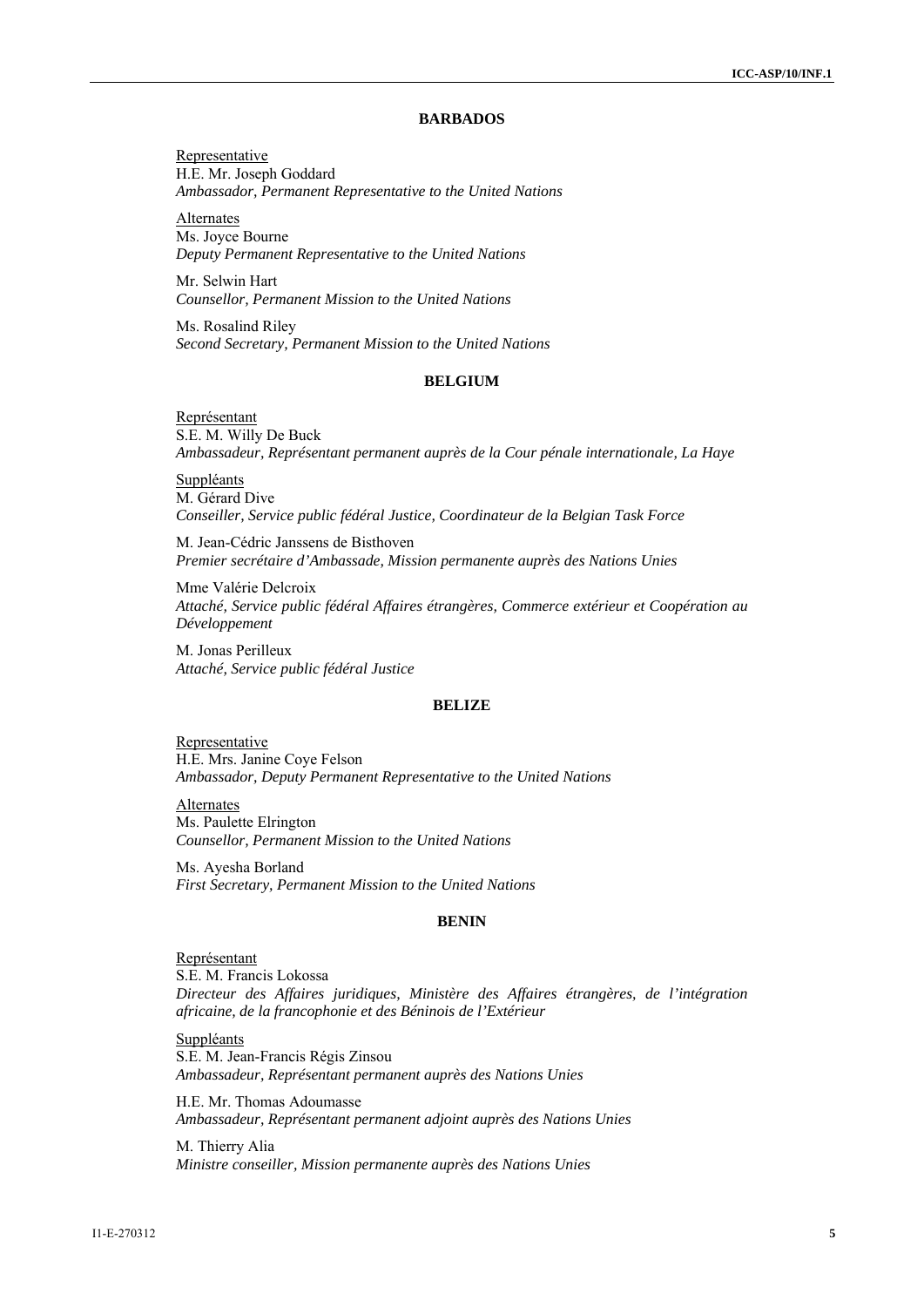### BARBADOS

Representative
H.E. Mr. Joseph Goddard
*Ambassador, Permanent Representative to the United Nations*

Alternates
Ms. Joyce Bourne
*Deputy Permanent Representative to the United Nations*

Mr. Selwin Hart
*Counsellor, Permanent Mission to the United Nations*

Ms. Rosalind Riley
*Second Secretary, Permanent Mission to the United Nations*

### BELGIUM

Représentant
S.E. M. Willy De Buck
*Ambassadeur, Représentant permanent auprès de la Cour pénale internationale, La Haye*

Suppléants
M. Gérard Dive
*Conseiller, Service public fédéral Justice, Coordinateur de la Belgian Task Force*

M. Jean-Cédric Janssens de Bisthoven
*Premier secrétaire d'Ambassade, Mission permanente auprès des Nations Unies*

Mme Valérie Delcroix
*Attaché, Service public fédéral Affaires étrangères, Commerce extérieur et Coopération au Développement*

M. Jonas Perilleux
*Attaché, Service public fédéral Justice*

### BELIZE

Representative
H.E. Mrs. Janine Coye Felson
*Ambassador, Deputy Permanent Representative to the United Nations*

Alternates
Ms. Paulette Elrington
*Counsellor, Permanent Mission to the United Nations*

Ms. Ayesha Borland
*First Secretary, Permanent Mission to the United Nations*

### BENIN

Représentant
S.E. M. Francis Lokossa
*Directeur des Affaires juridiques, Ministère des Affaires étrangères, de l'intégration africaine, de la francophonie et des Béninois de l'Extérieur*

Suppléants
S.E. M. Jean-Francis Régis Zinsou
*Ambassadeur, Représentant permanent auprès des Nations Unies*

H.E. Mr. Thomas Adoumasse
*Ambassadeur, Représentant permanent adjoint auprès des Nations Unies*

M. Thierry Alia
*Ministre conseiller, Mission permanente auprès des Nations Unies*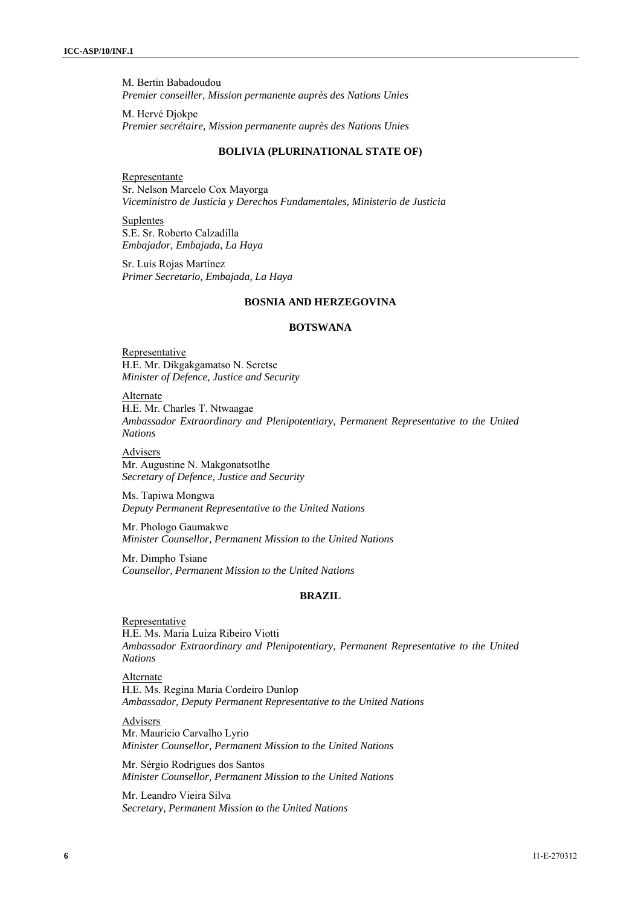M. Bertin Babadoudou
*Premier conseiller, Mission permanente auprès des Nations Unies*

M. Hervé Djokpe
*Premier secrétaire, Mission permanente auprès des Nations Unies*

### BOLIVIA (PLURINATIONAL STATE OF)

Representante
Sr. Nelson Marcelo Cox Mayorga
*Viceministro de Justicia y Derechos Fundamentales, Ministerio de Justicia*

Suplentes
S.E. Sr. Roberto Calzadilla
*Embajador, Embajada, La Haya*

Sr. Luis Rojas Martínez
*Primer Secretario, Embajada, La Haya*

### BOSNIA AND HERZEGOVINA

### BOTSWANA

Representative
H.E. Mr. Dikgakgamatso N. Seretse
*Minister of Defence, Justice and Security*

Alternate
H.E. Mr. Charles T. Ntwaagae
*Ambassador Extraordinary and Plenipotentiary, Permanent Representative to the United Nations*

Advisers
Mr. Augustine N. Makgonatsotlhe
*Secretary of Defence, Justice and Security*

Ms. Tapiwa Mongwa
*Deputy Permanent Representative to the United Nations*

Mr. Phologo Gaumakwe
*Minister Counsellor, Permanent Mission to the United Nations*

Mr. Dimpho Tsiane
*Counsellor, Permanent Mission to the United Nations*

### BRAZIL

Representative
H.E. Ms. Maria Luiza Ribeiro Viotti
*Ambassador Extraordinary and Plenipotentiary, Permanent Representative to the United Nations*

Alternate
H.E. Ms. Regina Maria Cordeiro Dunlop
*Ambassador, Deputy Permanent Representative to the United Nations*

Advisers
Mr. Mauricio Carvalho Lyrio
*Minister Counsellor, Permanent Mission to the United Nations*

Mr. Sérgio Rodrigues dos Santos
*Minister Counsellor, Permanent Mission to the United Nations*

Mr. Leandro Vieira Silva
*Secretary, Permanent Mission to the United Nations*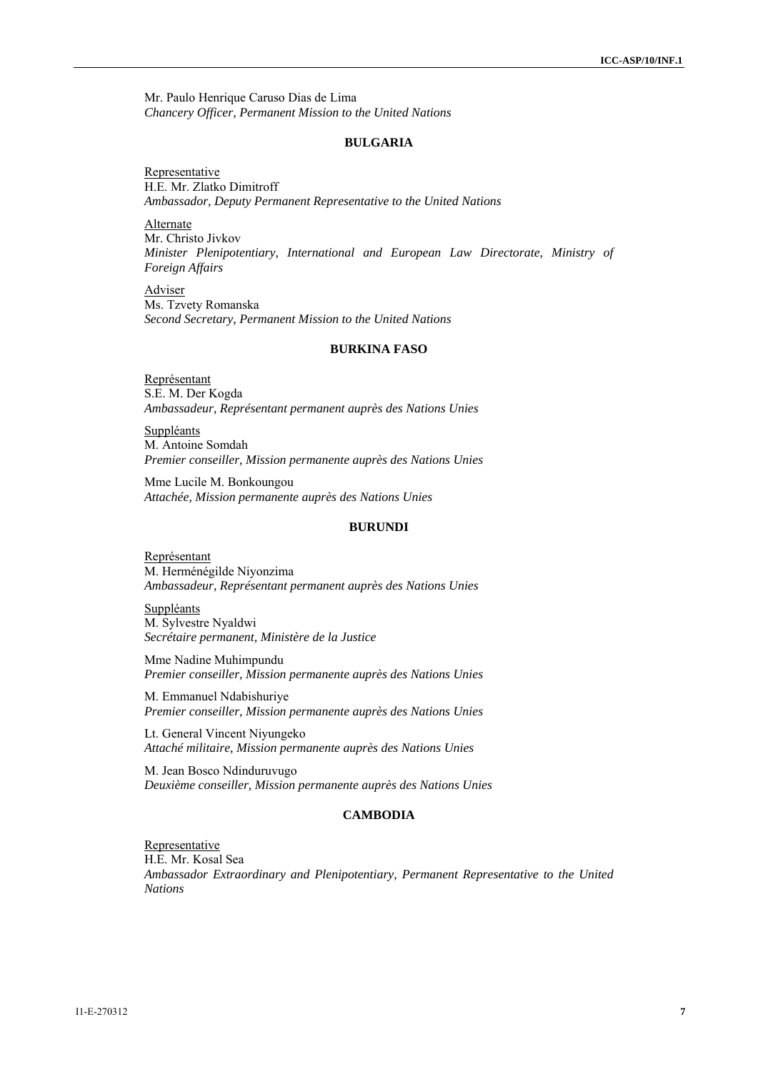Mr. Paulo Henrique Caruso Dias de Lima
*Chancery Officer, Permanent Mission to the United Nations*

### BULGARIA

Representative
H.E. Mr. Zlatko Dimitroff
*Ambassador, Deputy Permanent Representative to the United Nations*

Alternate
Mr. Christo Jivkov
*Minister Plenipotentiary, International and European Law Directorate, Ministry of Foreign Affairs*

Adviser
Ms. Tzvety Romanska
*Second Secretary, Permanent Mission to the United Nations*

### BURKINA FASO

Représentant
S.E. M. Der Kogda
*Ambassadeur, Représentant permanent auprès des Nations Unies*

Suppléants
M. Antoine Somdah
*Premier conseiller, Mission permanente auprès des Nations Unies*

Mme Lucile M. Bonkoungou
*Attachée, Mission permanente auprès des Nations Unies*

### BURUNDI

Représentant
M. Herménégilde Niyonzima
*Ambassadeur, Représentant permanent auprès des Nations Unies*

Suppléants
M. Sylvestre Nyaldwi
*Secrétaire permanent, Ministère de la Justice*

Mme Nadine Muhimpundu
*Premier conseiller, Mission permanente auprès des Nations Unies*

M. Emmanuel Ndabishuriye
*Premier conseiller, Mission permanente auprès des Nations Unies*

Lt. General Vincent Niyungeko
*Attaché militaire, Mission permanente auprès des Nations Unies*

M. Jean Bosco Ndinduruvugo
*Deuxième conseiller, Mission permanente auprès des Nations Unies*

### CAMBODIA

Representative
H.E. Mr. Kosal Sea
*Ambassador Extraordinary and Plenipotentiary, Permanent Representative to the United Nations*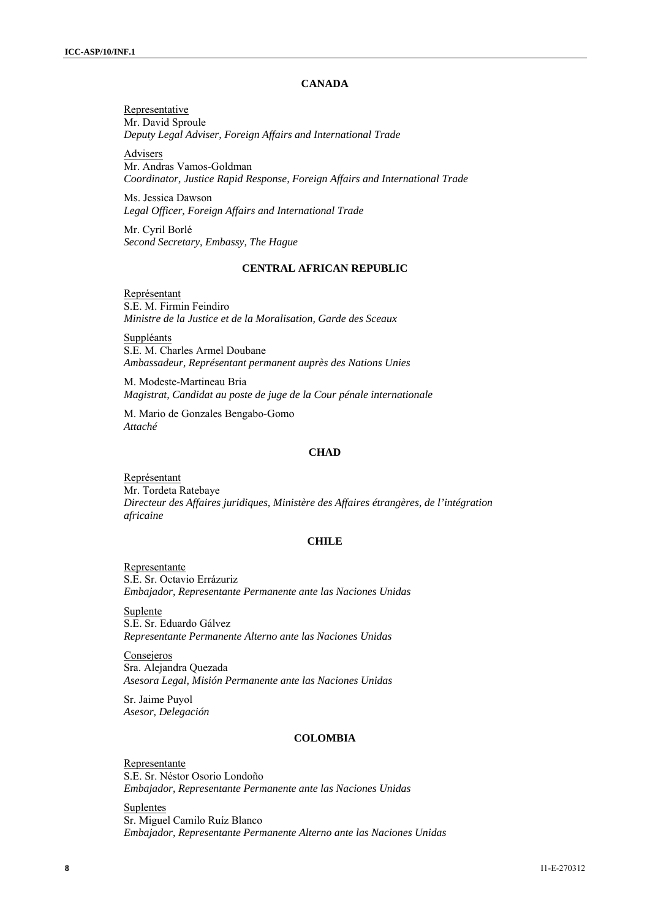## CANADA

Representative
Mr. David Sproule
*Deputy Legal Adviser, Foreign Affairs and International Trade*

Advisers
Mr. Andras Vamos-Goldman
*Coordinator, Justice Rapid Response, Foreign Affairs and International Trade*

Ms. Jessica Dawson
*Legal Officer, Foreign Affairs and International Trade*

Mr. Cyril Borlé
*Second Secretary, Embassy, The Hague*

## CENTRAL AFRICAN REPUBLIC

Représentant
S.E. M. Firmin Feindiro
*Ministre de la Justice et de la Moralisation, Garde des Sceaux*

Suppléants
S.E. M. Charles Armel Doubane
*Ambassadeur, Représentant permanent auprès des Nations Unies*

M. Modeste-Martineau Bria
*Magistrat, Candidat au poste de juge de la Cour pénale internationale*

M. Mario de Gonzales Bengabo-Gomo
*Attaché*

## CHAD

Représentant
Mr. Tordeta Ratebaye
*Directeur des Affaires juridiques, Ministère des Affaires étrangères, de l'intégration africaine*

## CHILE

Representante
S.E. Sr. Octavio Errázuriz
*Embajador, Representante Permanente ante las Naciones Unidas*

Suplente
S.E. Sr. Eduardo Gálvez
*Representante Permanente Alterno ante las Naciones Unidas*

Consejeros
Sra. Alejandra Quezada
*Asesora Legal, Misión Permanente ante las Naciones Unidas*

Sr. Jaime Puyol
*Asesor, Delegación*

## COLOMBIA

Representante
S.E. Sr. Néstor Osorio Londoño
*Embajador, Representante Permanente ante las Naciones Unidas*

Suplentes
Sr. Miguel Camilo Ruíz Blanco
*Embajador, Representante Permanente Alterno ante las Naciones Unidas*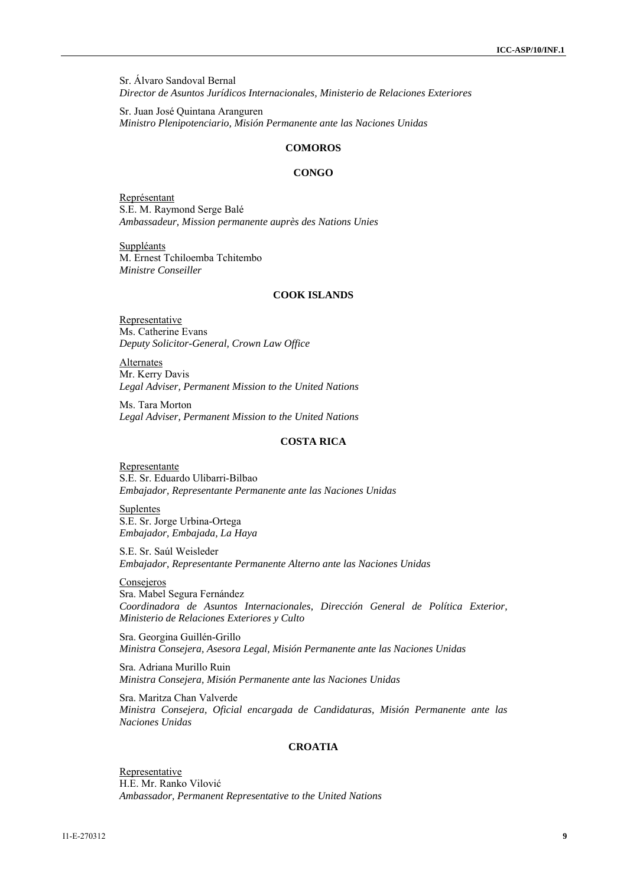Sr. Álvaro Sandoval Bernal
*Director de Asuntos Jurídicos Internacionales, Ministerio de Relaciones Exteriores*

Sr. Juan José Quintana Aranguren
*Ministro Plenipotenciario, Misión Permanente ante las Naciones Unidas*

**COMOROS**

**CONGO**

Représentant
S.E. M. Raymond Serge Balé
*Ambassadeur, Mission permanente auprès des Nations Unies*

Suppléants
M. Ernest Tchiloemba Tchitembo
*Ministre Conseiller*

**COOK ISLANDS**

Representative
Ms. Catherine Evans
*Deputy Solicitor-General, Crown Law Office*

Alternates
Mr. Kerry Davis
*Legal Adviser, Permanent Mission to the United Nations*

Ms. Tara Morton
*Legal Adviser, Permanent Mission to the United Nations*

**COSTA RICA**

Representante
S.E. Sr. Eduardo Ulibarri-Bilbao
*Embajador, Representante Permanente ante las Naciones Unidas*

Suplentes
S.E. Sr. Jorge Urbina-Ortega
*Embajador, Embajada, La Haya*

S.E. Sr. Saúl Weisleder
*Embajador, Representante Permanente Alterno ante las Naciones Unidas*

Consejeros
Sra. Mabel Segura Fernández
*Coordinadora de Asuntos Internacionales, Dirección General de Política Exterior, Ministerio de Relaciones Exteriores y Culto*

Sra. Georgina Guillén-Grillo
*Ministra Consejera, Asesora Legal, Misión Permanente ante las Naciones Unidas*

Sra. Adriana Murillo Ruin
*Ministra Consejera, Misión Permanente ante las Naciones Unidas*

Sra. Maritza Chan Valverde
*Ministra Consejera, Oficial encargada de Candidaturas, Misión Permanente ante las Naciones Unidas*

**CROATIA**

Representative
H.E. Mr. Ranko Vilović
*Ambassador, Permanent Representative to the United Nations*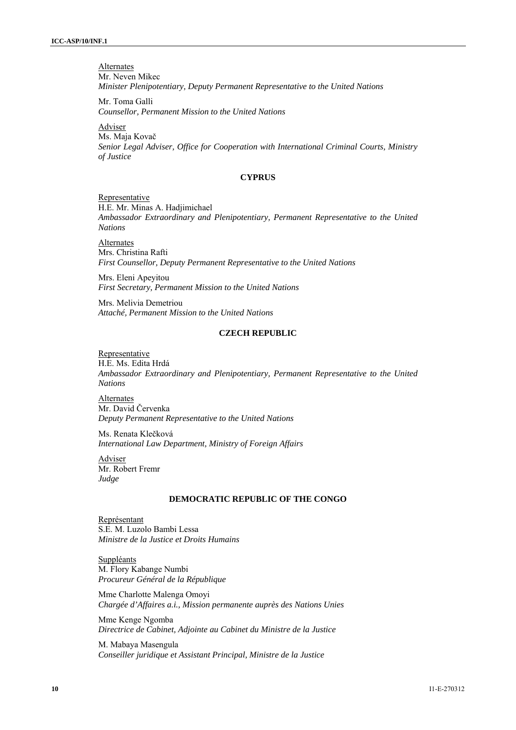Alternates

Mr. Neven Mikec
*Minister Plenipotentiary, Deputy Permanent Representative to the United Nations*

Mr. Toma Galli
*Counsellor, Permanent Mission to the United Nations*

Adviser

Ms. Maja Kovač
*Senior Legal Adviser, Office for Cooperation with International Criminal Courts, Ministry of Justice*

## CYPRUS

Representative

H.E. Mr. Minas A. Hadjimichael
*Ambassador Extraordinary and Plenipotentiary, Permanent Representative to the United Nations*

Alternates

Mrs. Christina Rafti
*First Counsellor, Deputy Permanent Representative to the United Nations*

Mrs. Eleni Apeyitou
*First Secretary, Permanent Mission to the United Nations*

Mrs. Melivia Demetriou
*Attaché, Permanent Mission to the United Nations*

## CZECH REPUBLIC

Representative

H.E. Ms. Edita Hrdá
*Ambassador Extraordinary and Plenipotentiary, Permanent Representative to the United Nations*

Alternates

Mr. David Červenka
*Deputy Permanent Representative to the United Nations*

Ms. Renata Klečková
*International Law Department, Ministry of Foreign Affairs*

Adviser

Mr. Robert Fremr
*Judge*

## DEMOCRATIC REPUBLIC OF THE CONGO

Représentant

S.E. M. Luzolo Bambi Lessa
*Ministre de la Justice et Droits Humains*

Suppléants

M. Flory Kabange Numbi
*Procureur Général de la République*

Mme Charlotte Malenga Omoyi
*Chargée d'Affaires a.i., Mission permanente auprès des Nations Unies*

Mme Kenge Ngomba
*Directrice de Cabinet, Adjointe au Cabinet du Ministre de la Justice*

M. Mabaya Masengula
*Conseiller juridique et Assistant Principal, Ministre de la Justice*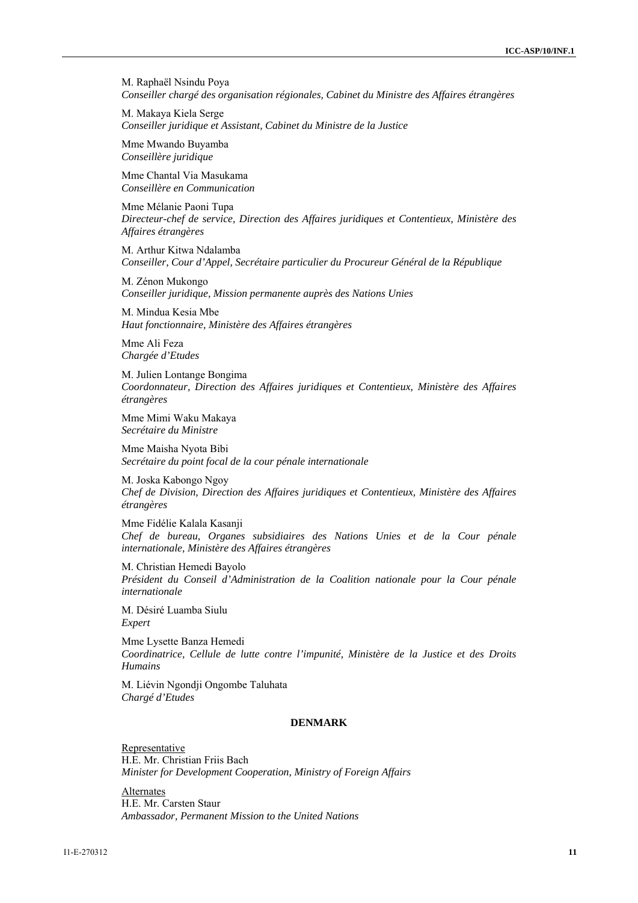M. Raphaël Nsindu Poya
*Conseiller chargé des organisation régionales, Cabinet du Ministre des Affaires étrangères*

M. Makaya Kiela Serge
*Conseiller juridique et Assistant, Cabinet du Ministre de la Justice*

Mme Mwando Buyamba
*Conseillère juridique*

Mme Chantal Via Masukama
*Conseillère en Communication*

Mme Mélanie Paoni Tupa
*Directeur-chef de service, Direction des Affaires juridiques et Contentieux, Ministère des Affaires étrangères*

M. Arthur Kitwa Ndalamba
*Conseiller, Cour d'Appel, Secrétaire particulier du Procureur Général de la République*

M. Zénon Mukongo
*Conseiller juridique, Mission permanente auprès des Nations Unies*

M. Mindua Kesia Mbe
*Haut fonctionnaire, Ministère des Affaires étrangères*

Mme Ali Feza
*Chargée d'Etudes*

M. Julien Lontange Bongima
*Coordonnateur, Direction des Affaires juridiques et Contentieux, Ministère des Affaires étrangères*

Mme Mimi Waku Makaya
*Secrétaire du Ministre*

Mme Maisha Nyota Bibi
*Secrétaire du point focal de la cour pénale internationale*

M. Joska Kabongo Ngoy
*Chef de Division, Direction des Affaires juridiques et Contentieux, Ministère des Affaires étrangères*

Mme Fidélie Kalala Kasanji
*Chef de bureau, Organes subsidiaires des Nations Unies et de la Cour pénale internationale, Ministère des Affaires étrangères*

M. Christian Hemedi Bayolo
*Président du Conseil d'Administration de la Coalition nationale pour la Cour pénale internationale*

M. Désiré Luamba Siulu
*Expert*

Mme Lysette Banza Hemedi
*Coordinatrice, Cellule de lutte contre l'impunité, Ministère de la Justice et des Droits Humains*

M. Liévin Ngondji Ongombe Taluhata
*Chargé d'Etudes*

**DENMARK**

Representative
H.E. Mr. Christian Friis Bach
*Minister for Development Cooperation, Ministry of Foreign Affairs*

Alternates
H.E. Mr. Carsten Staur
*Ambassador, Permanent Mission to the United Nations*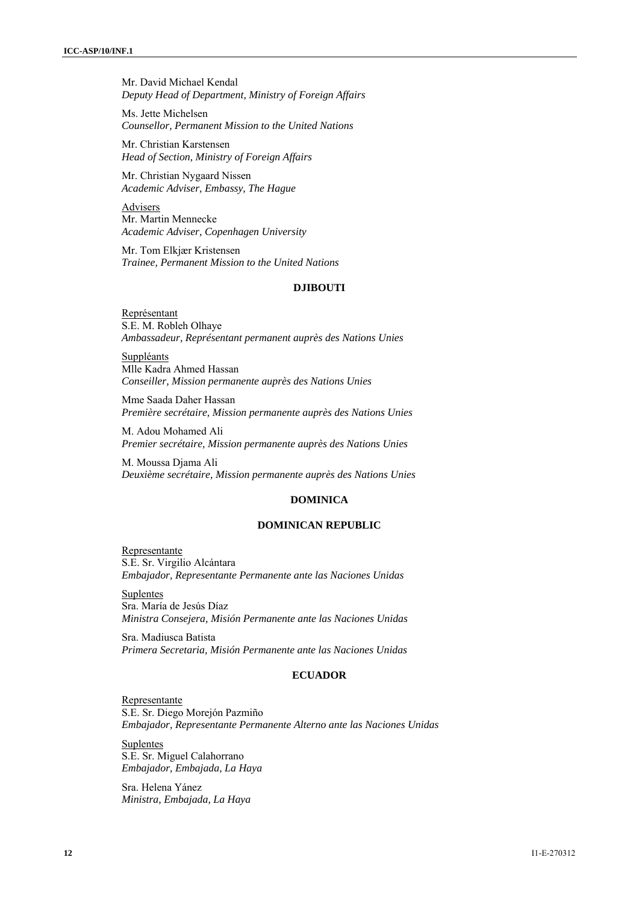Mr. David Michael Kendal
*Deputy Head of Department, Ministry of Foreign Affairs*

Ms. Jette Michelsen
*Counsellor, Permanent Mission to the United Nations*

Mr. Christian Karstensen
*Head of Section, Ministry of Foreign Affairs*

Mr. Christian Nygaard Nissen
*Academic Adviser, Embassy, The Hague*

Advisers
Mr. Martin Mennecke
*Academic Adviser, Copenhagen University*

Mr. Tom Elkjær Kristensen
*Trainee, Permanent Mission to the United Nations*

**DJIBOUTI**

Représentant
S.E. M. Robleh Olhaye
*Ambassadeur, Représentant permanent auprès des Nations Unies*

Suppléants
Mlle Kadra Ahmed Hassan
*Conseiller, Mission permanente auprès des Nations Unies*

Mme Saada Daher Hassan
*Première secrétaire, Mission permanente auprès des Nations Unies*

M. Adou Mohamed Ali
*Premier secrétaire, Mission permanente auprès des Nations Unies*

M. Moussa Djama Ali
*Deuxième secrétaire, Mission permanente auprès des Nations Unies*

**DOMINICA**

**DOMINICAN REPUBLIC**

Representante
S.E. Sr. Virgilio Alcántara
*Embajador, Representante Permanente ante las Naciones Unidas*

Suplentes
Sra. María de Jesús Díaz
*Ministra Consejera, Misión Permanente ante las Naciones Unidas*

Sra. Madiusca Batista
*Primera Secretaria, Misión Permanente ante las Naciones Unidas*

**ECUADOR**

Representante
S.E. Sr. Diego Morejón Pazmiño
*Embajador, Representante Permanente Alterno ante las Naciones Unidas*

Suplentes
S.E. Sr. Miguel Calahorrano
*Embajador, Embajada, La Haya*

Sra. Helena Yánez
*Ministra, Embajada, La Haya*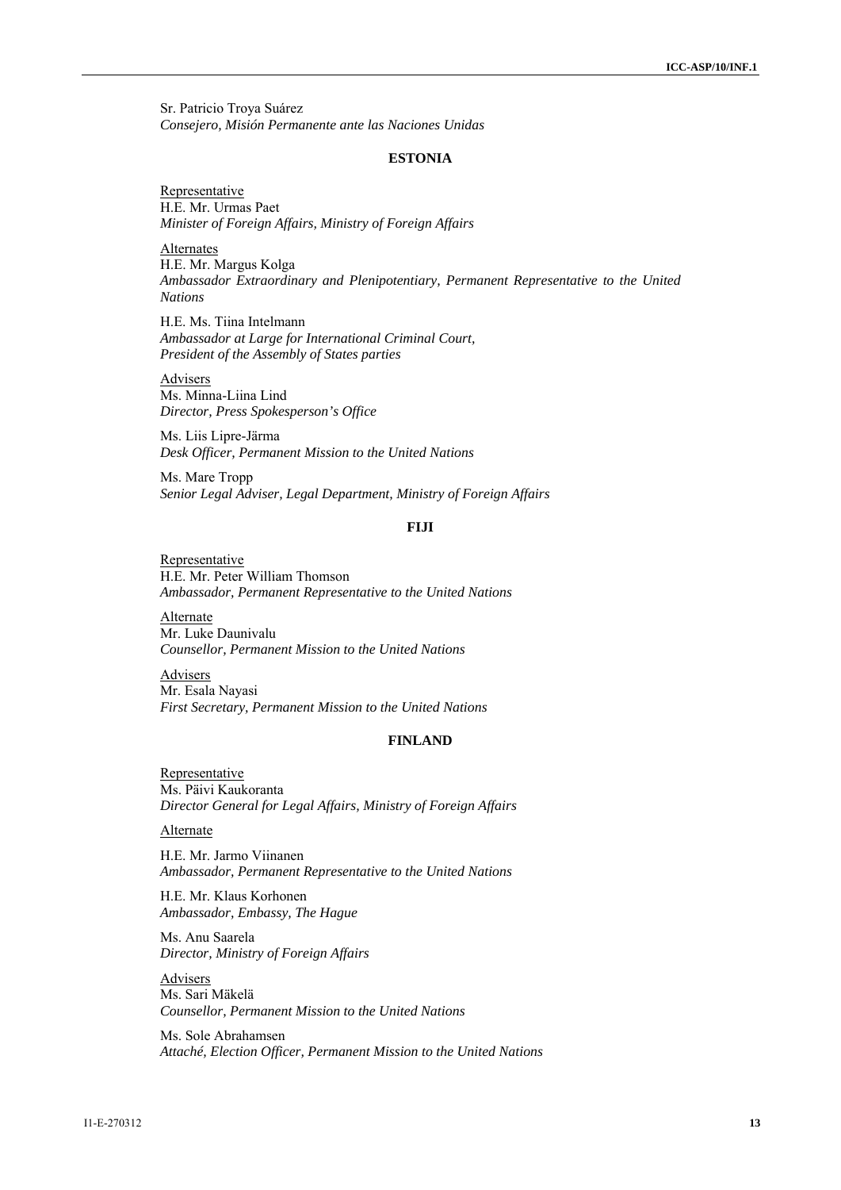Sr. Patricio Troya Suárez
*Consejero, Misión Permanente ante las Naciones Unidas*

**ESTONIA**

Representative
H.E. Mr. Urmas Paet
*Minister of Foreign Affairs, Ministry of Foreign Affairs*

Alternates
H.E. Mr. Margus Kolga
*Ambassador Extraordinary and Plenipotentiary, Permanent Representative to the United Nations*

H.E. Ms. Tiina Intelmann
*Ambassador at Large for International Criminal Court, President of the Assembly of States parties*

Advisers
Ms. Minna-Liina Lind
*Director, Press Spokesperson's Office*

Ms. Liis Lipre-Järma
*Desk Officer, Permanent Mission to the United Nations*

Ms. Mare Tropp
*Senior Legal Adviser, Legal Department, Ministry of Foreign Affairs*

**FIJI**

Representative
H.E. Mr. Peter William Thomson
*Ambassador, Permanent Representative to the United Nations*

Alternate
Mr. Luke Daunivalu
*Counsellor, Permanent Mission to the United Nations*

Advisers
Mr. Esala Nayasi
*First Secretary, Permanent Mission to the United Nations*

**FINLAND**

Representative
Ms. Päivi Kaukoranta
*Director General for Legal Affairs, Ministry of Foreign Affairs*

Alternate

H.E. Mr. Jarmo Viinanen
*Ambassador, Permanent Representative to the United Nations*

H.E. Mr. Klaus Korhonen
*Ambassador, Embassy, The Hague*

Ms. Anu Saarela
*Director, Ministry of Foreign Affairs*

Advisers
Ms. Sari Mäkelä
*Counsellor, Permanent Mission to the United Nations*

Ms. Sole Abrahamsen
*Attaché, Election Officer, Permanent Mission to the United Nations*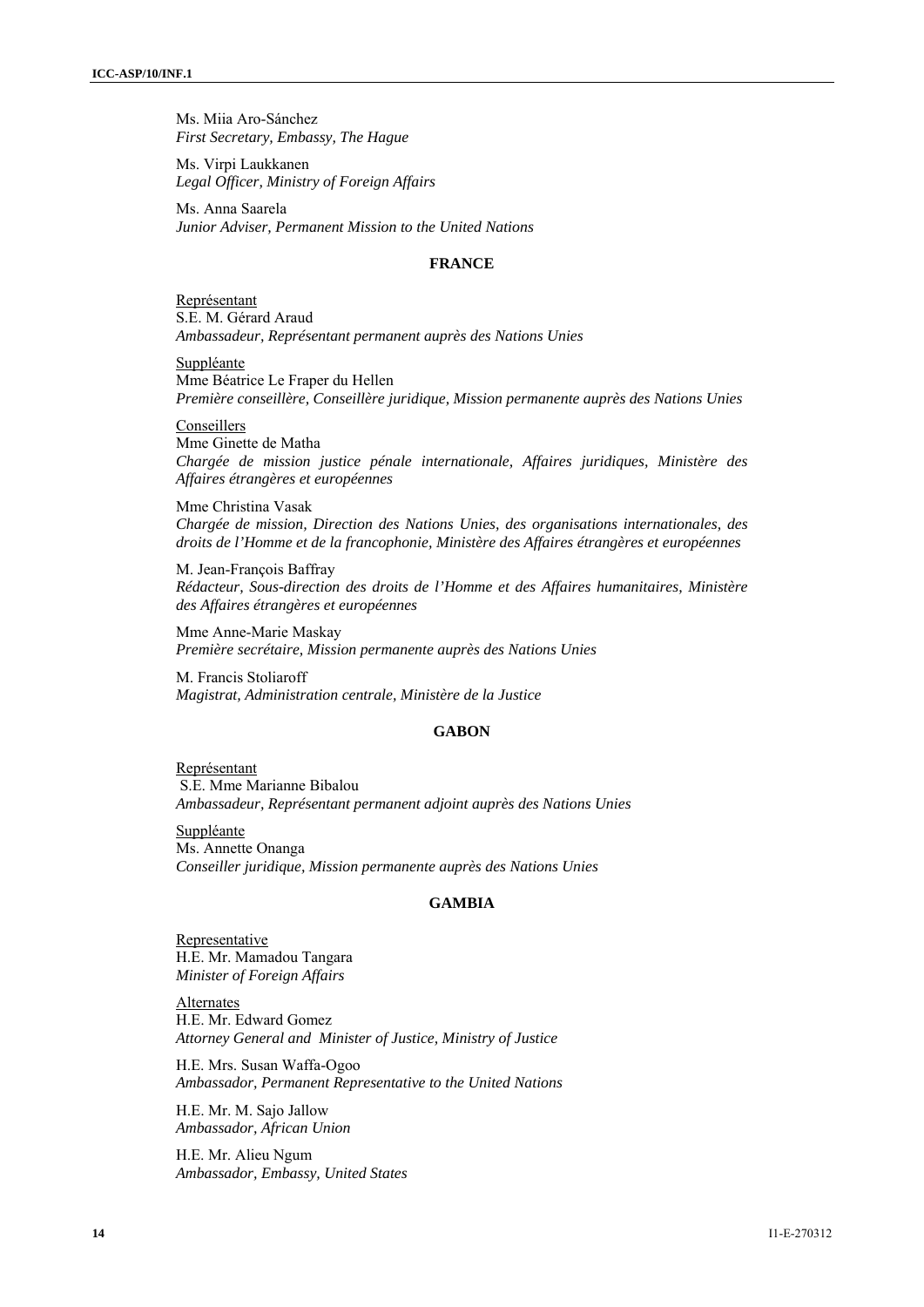Ms. Miia Aro-Sánchez
*First Secretary, Embassy, The Hague*

Ms. Virpi Laukkanen
*Legal Officer, Ministry of Foreign Affairs*

Ms. Anna Saarela
*Junior Adviser, Permanent Mission to the United Nations*

## FRANCE

Représentant
S.E. M. Gérard Araud
*Ambassadeur, Représentant permanent auprès des Nations Unies*

Suppléante
Mme Béatrice Le Fraper du Hellen
*Première conseillère, Conseillère juridique, Mission permanente auprès des Nations Unies*

Conseillers
Mme Ginette de Matha
*Chargée de mission justice pénale internationale, Affaires juridiques, Ministère des Affaires étrangères et européennes*

Mme Christina Vasak
*Chargée de mission, Direction des Nations Unies, des organisations internationales, des droits de l'Homme et de la francophonie, Ministère des Affaires étrangères et européennes*

M. Jean-François Baffray
*Rédacteur, Sous-direction des droits de l'Homme et des Affaires humanitaires, Ministère des Affaires étrangères et européennes*

Mme Anne-Marie Maskay
*Première secrétaire, Mission permanente auprès des Nations Unies*

M. Francis Stoliaroff
*Magistrat, Administration centrale, Ministère de la Justice*

## GABON

Représentant
S.E. Mme Marianne Bibalou
*Ambassadeur, Représentant permanent adjoint auprès des Nations Unies*

Suppléante
Ms. Annette Onanga
*Conseiller juridique, Mission permanente auprès des Nations Unies*

## GAMBIA

Representative
H.E. Mr. Mamadou Tangara
*Minister of Foreign Affairs*

Alternates
H.E. Mr. Edward Gomez
*Attorney General and Minister of Justice, Ministry of Justice*

H.E. Mrs. Susan Waffa-Ogoo
*Ambassador, Permanent Representative to the United Nations*

H.E. Mr. M. Sajo Jallow
*Ambassador, African Union*

H.E. Mr. Alieu Ngum
*Ambassador, Embassy, United States*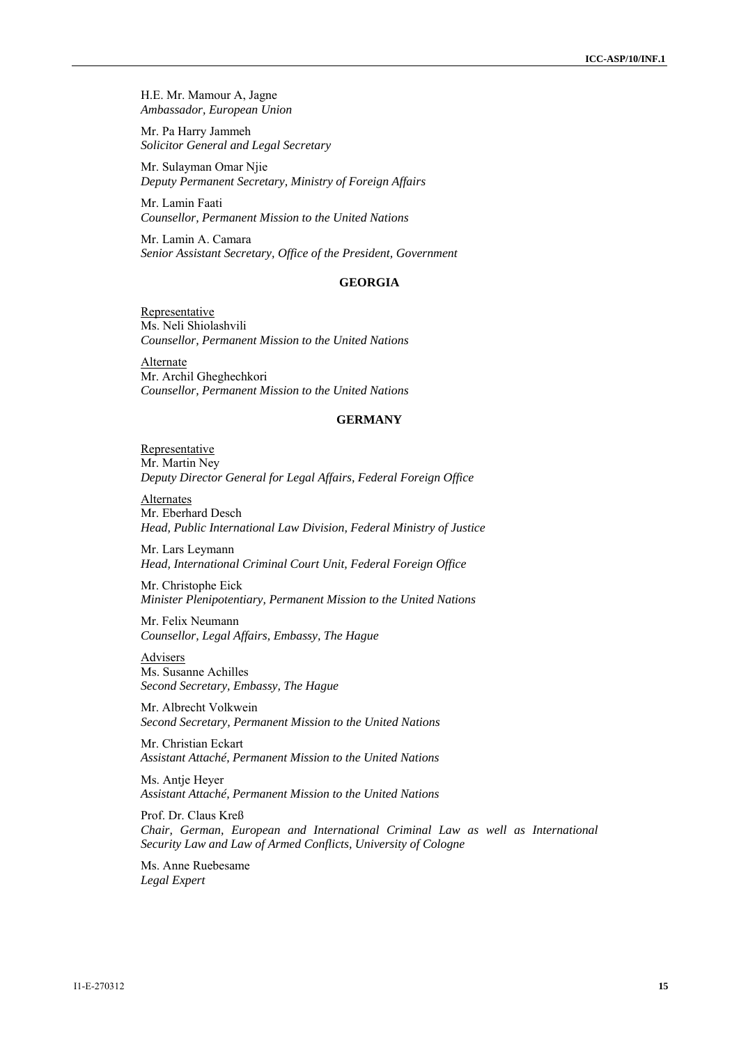H.E. Mr. Mamour A, Jagne
*Ambassador, European Union*

Mr. Pa Harry Jammeh
*Solicitor General and Legal Secretary*

Mr. Sulayman Omar Njie
*Deputy Permanent Secretary, Ministry of Foreign Affairs*

Mr. Lamin Faati
*Counsellor, Permanent Mission to the United Nations*

Mr. Lamin A. Camara
*Senior Assistant Secretary, Office of the President, Government*

**GEORGIA**

Representative
Ms. Neli Shiolashvili
*Counsellor, Permanent Mission to the United Nations*

Alternate
Mr. Archil Gheghechkori
*Counsellor, Permanent Mission to the United Nations*

**GERMANY**

Representative
Mr. Martin Ney
*Deputy Director General for Legal Affairs, Federal Foreign Office*

Alternates
Mr. Eberhard Desch
*Head, Public International Law Division, Federal Ministry of Justice*

Mr. Lars Leymann
*Head, International Criminal Court Unit, Federal Foreign Office*

Mr. Christophe Eick
*Minister Plenipotentiary, Permanent Mission to the United Nations*

Mr. Felix Neumann
*Counsellor, Legal Affairs, Embassy, The Hague*

Advisers
Ms. Susanne Achilles
*Second Secretary, Embassy, The Hague*

Mr. Albrecht Volkwein
*Second Secretary, Permanent Mission to the United Nations*

Mr. Christian Eckart
*Assistant Attaché, Permanent Mission to the United Nations*

Ms. Antje Heyer
*Assistant Attaché, Permanent Mission to the United Nations*

Prof. Dr. Claus Kreß
*Chair, German, European and International Criminal Law as well as International Security Law and Law of Armed Conflicts, University of Cologne*

Ms. Anne Ruebesame
*Legal Expert*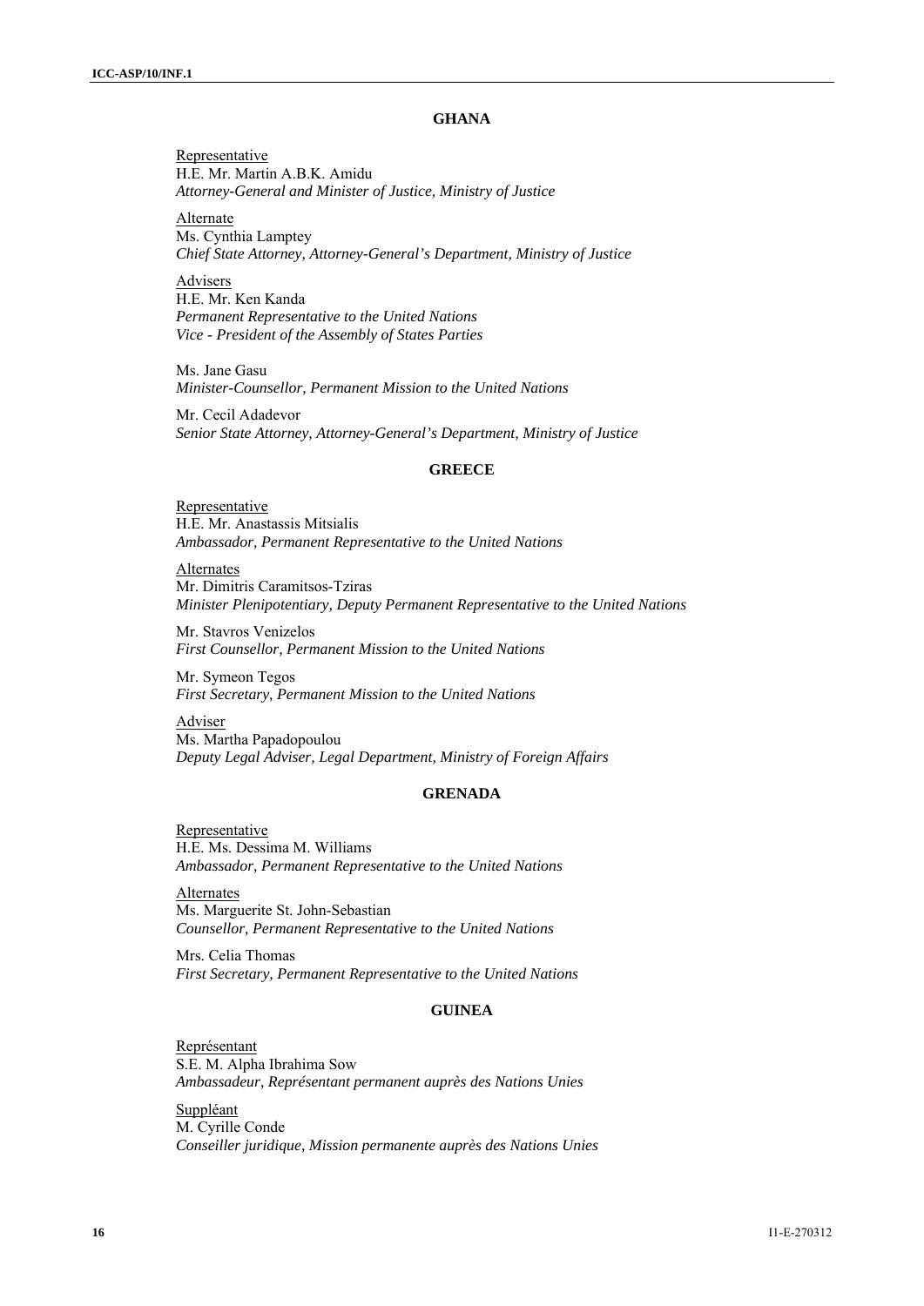## GHANA

Representative
H.E. Mr. Martin A.B.K. Amidu
*Attorney-General and Minister of Justice, Ministry of Justice*

Alternate
Ms. Cynthia Lamptey
*Chief State Attorney, Attorney-General's Department, Ministry of Justice*

Advisers
H.E. Mr. Ken Kanda
*Permanent Representative to the United Nations*
*Vice - President of the Assembly of States Parties*

Ms. Jane Gasu
*Minister-Counsellor, Permanent Mission to the United Nations*

Mr. Cecil Adadevor
*Senior State Attorney, Attorney-General's Department, Ministry of Justice*

## GREECE

Representative
H.E. Mr. Anastassis Mitsialis
*Ambassador, Permanent Representative to the United Nations*

Alternates
Mr. Dimitris Caramitsos-Tziras
*Minister Plenipotentiary, Deputy Permanent Representative to the United Nations*

Mr. Stavros Venizelos
*First Counsellor, Permanent Mission to the United Nations*

Mr. Symeon Tegos
*First Secretary, Permanent Mission to the United Nations*

Adviser
Ms. Martha Papadopoulou
*Deputy Legal Adviser, Legal Department, Ministry of Foreign Affairs*

## GRENADA

Representative
H.E. Ms. Dessima M. Williams
*Ambassador, Permanent Representative to the United Nations*

Alternates
Ms. Marguerite St. John-Sebastian
*Counsellor, Permanent Representative to the United Nations*

Mrs. Celia Thomas
*First Secretary, Permanent Representative to the United Nations*

## GUINEA

Représentant
S.E. M. Alpha Ibrahima Sow
*Ambassadeur, Représentant permanent auprès des Nations Unies*

Suppléant
M. Cyrille Conde
*Conseiller juridique, Mission permanente auprès des Nations Unies*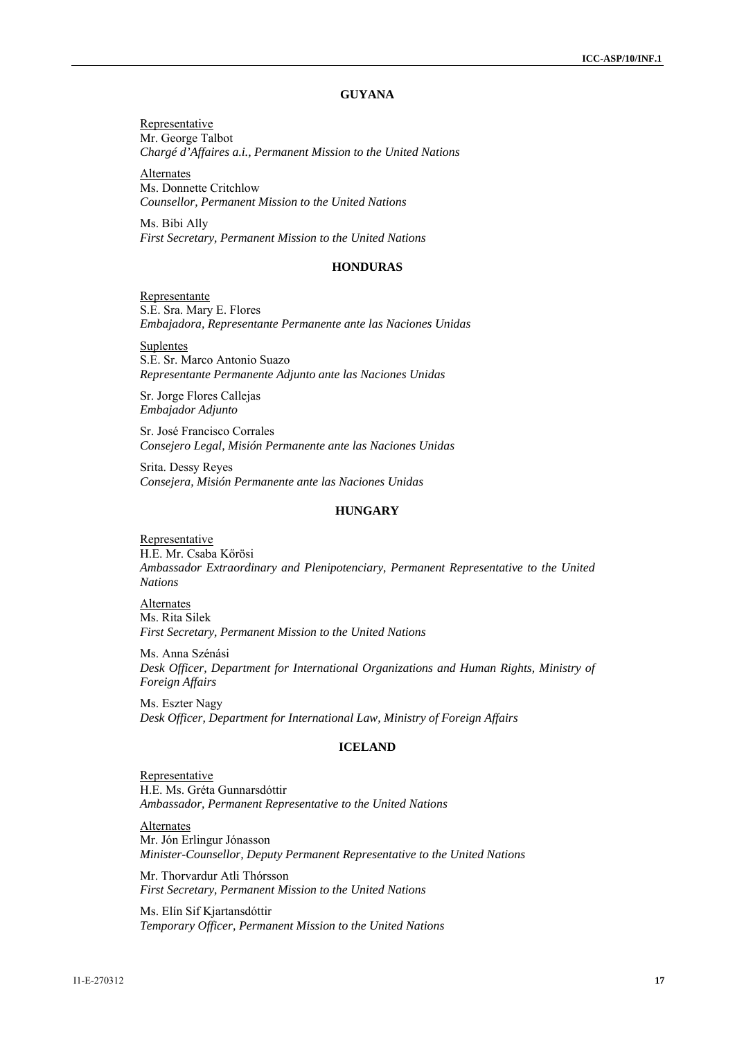## GUYANA

Representative
Mr. George Talbot
*Chargé d'Affaires a.i., Permanent Mission to the United Nations*

Alternates
Ms. Donnette Critchlow
*Counsellor, Permanent Mission to the United Nations*

Ms. Bibi Ally
*First Secretary, Permanent Mission to the United Nations*

## HONDURAS

Representante
S.E. Sra. Mary E. Flores
*Embajadora, Representante Permanente ante las Naciones Unidas*

Suplentes
S.E. Sr. Marco Antonio Suazo
*Representante Permanente Adjunto ante las Naciones Unidas*

Sr. Jorge Flores Callejas
*Embajador Adjunto*

Sr. José Francisco Corrales
*Consejero Legal, Misión Permanente ante las Naciones Unidas*

Srita. Dessy Reyes
*Consejera, Misión Permanente ante las Naciones Unidas*

## HUNGARY

Representative
H.E. Mr. Csaba Kőrösi
*Ambassador Extraordinary and Plenipotenciary, Permanent Representative to the United Nations*

Alternates
Ms. Rita Silek
*First Secretary, Permanent Mission to the United Nations*

Ms. Anna Szénási
*Desk Officer, Department for International Organizations and Human Rights, Ministry of Foreign Affairs*

Ms. Eszter Nagy
*Desk Officer, Department for International Law, Ministry of Foreign Affairs*

## ICELAND

Representative
H.E. Ms. Gréta Gunnarsdóttir
*Ambassador, Permanent Representative to the United Nations*

Alternates
Mr. Jón Erlingur Jónasson
*Minister-Counsellor, Deputy Permanent Representative to the United Nations*

Mr. Thorvardur Atli Thórsson
*First Secretary, Permanent Mission to the United Nations*

Ms. Elín Sif Kjartansdóttir
*Temporary Officer, Permanent Mission to the United Nations*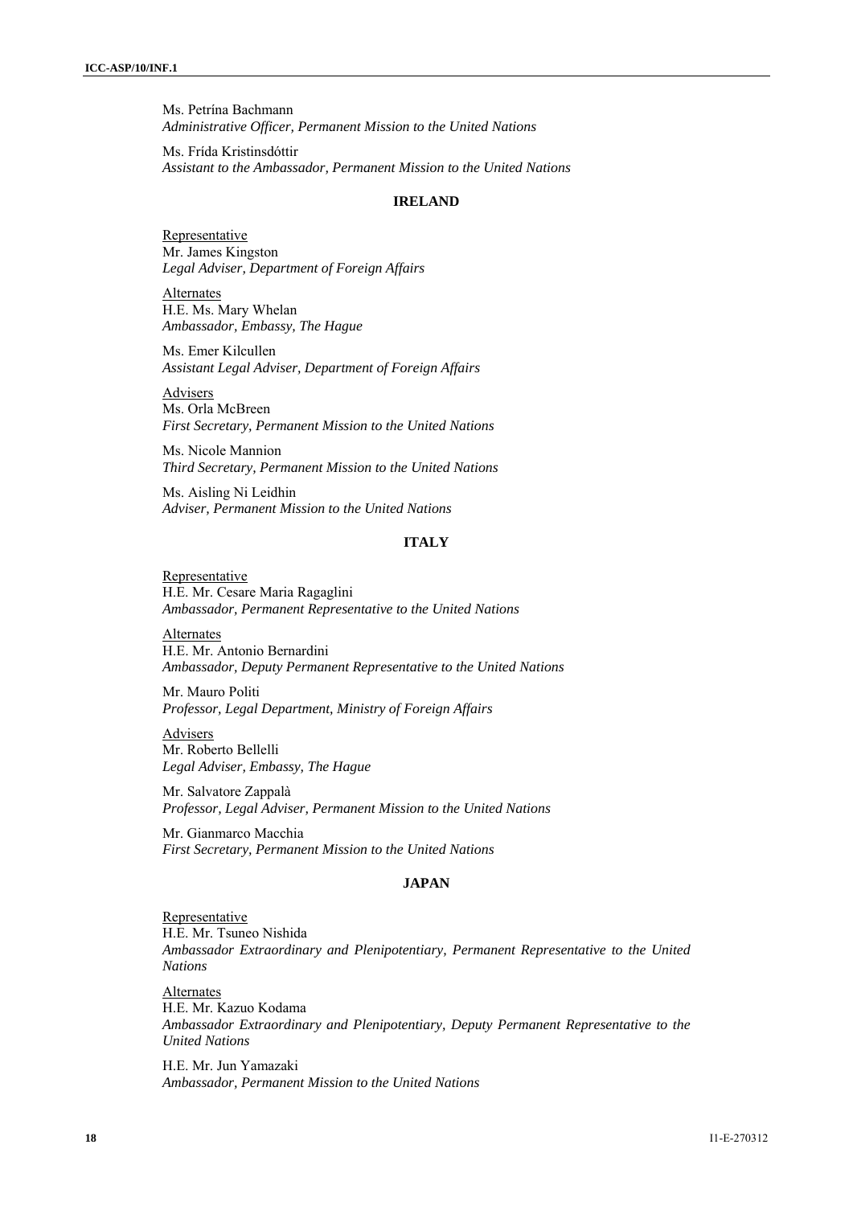Ms. Petrína Bachmann
*Administrative Officer, Permanent Mission to the United Nations*

Ms. Fríða Kristinsdóttir
*Assistant to the Ambassador, Permanent Mission to the United Nations*

## IRELAND

Representative
Mr. James Kingston
*Legal Adviser, Department of Foreign Affairs*

Alternates
H.E. Ms. Mary Whelan
*Ambassador, Embassy, The Hague*

Ms. Emer Kilcullen
*Assistant Legal Adviser, Department of Foreign Affairs*

Advisers
Ms. Orla McBreen
*First Secretary, Permanent Mission to the United Nations*

Ms. Nicole Mannion
*Third Secretary, Permanent Mission to the United Nations*

Ms. Aisling Ni Leidhin
*Adviser, Permanent Mission to the United Nations*

## ITALY

Representative
H.E. Mr. Cesare Maria Ragaglini
*Ambassador, Permanent Representative to the United Nations*

Alternates
H.E. Mr. Antonio Bernardini
*Ambassador, Deputy Permanent Representative to the United Nations*

Mr. Mauro Politi
*Professor, Legal Department, Ministry of Foreign Affairs*

Advisers
Mr. Roberto Bellelli
*Legal Adviser, Embassy, The Hague*

Mr. Salvatore Zappalà
*Professor, Legal Adviser, Permanent Mission to the United Nations*

Mr. Gianmarco Macchia
*First Secretary, Permanent Mission to the United Nations*

## JAPAN

Representative
H.E. Mr. Tsuneo Nishida
*Ambassador Extraordinary and Plenipotentiary, Permanent Representative to the United Nations*

Alternates
H.E. Mr. Kazuo Kodama
*Ambassador Extraordinary and Plenipotentiary, Deputy Permanent Representative to the United Nations*

H.E. Mr. Jun Yamazaki
*Ambassador, Permanent Mission to the United Nations*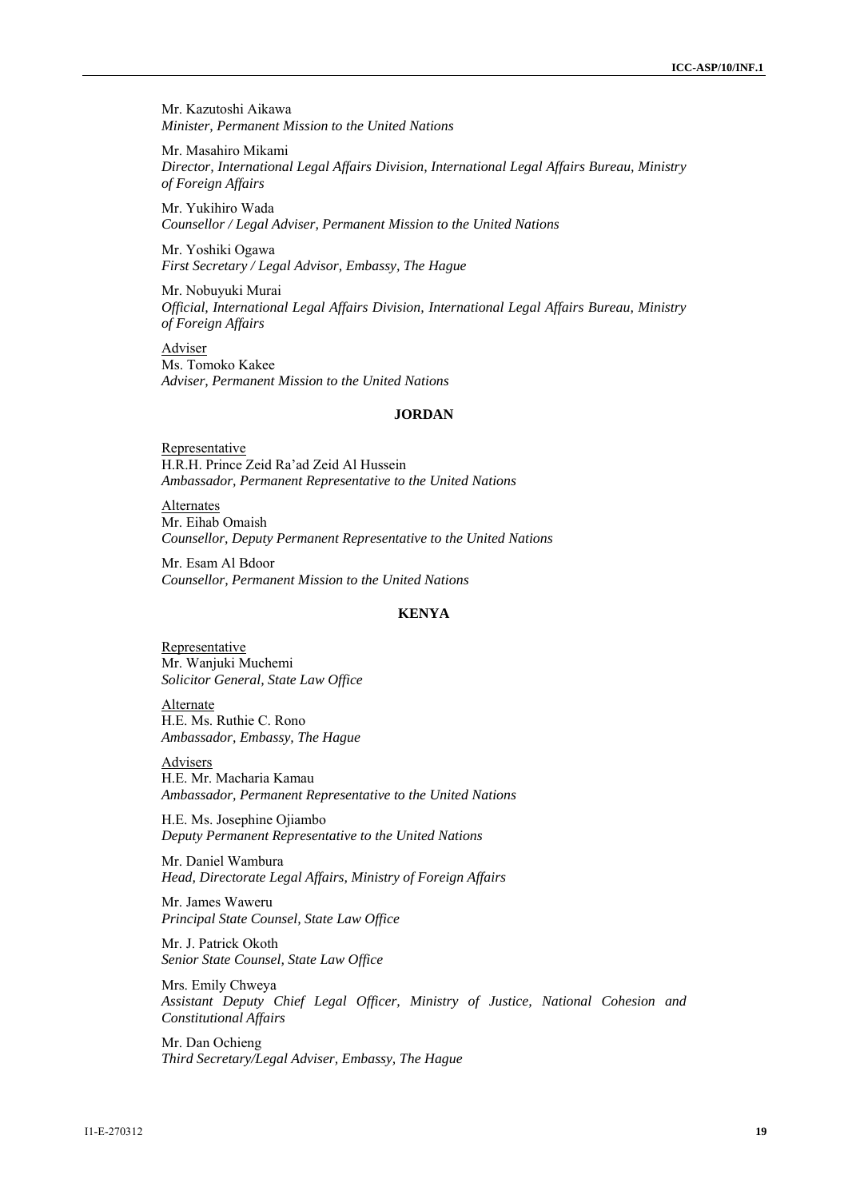Mr. Kazutoshi Aikawa
*Minister, Permanent Mission to the United Nations*

Mr. Masahiro Mikami
*Director, International Legal Affairs Division, International Legal Affairs Bureau, Ministry of Foreign Affairs*

Mr. Yukihiro Wada
*Counsellor / Legal Adviser, Permanent Mission to the United Nations*

Mr. Yoshiki Ogawa
*First Secretary / Legal Advisor, Embassy, The Hague*

Mr. Nobuyuki Murai
*Official, International Legal Affairs Division, International Legal Affairs Bureau, Ministry of Foreign Affairs*

Adviser
Ms. Tomoko Kakee
*Adviser, Permanent Mission to the United Nations*

**JORDAN**

Representative
H.R.H. Prince Zeid Ra'ad Zeid Al Hussein
*Ambassador, Permanent Representative to the United Nations*

Alternates
Mr. Eihab Omaish
*Counsellor, Deputy Permanent Representative to the United Nations*

Mr. Esam Al Bdoor
*Counsellor, Permanent Mission to the United Nations*

**KENYA**

Representative
Mr. Wanjuki Muchemi
*Solicitor General, State Law Office*

Alternate
H.E. Ms. Ruthie C. Rono
*Ambassador, Embassy, The Hague*

Advisers
H.E. Mr. Macharia Kamau
*Ambassador, Permanent Representative to the United Nations*

H.E. Ms. Josephine Ojiambo
*Deputy Permanent Representative to the United Nations*

Mr. Daniel Wambura
*Head, Directorate Legal Affairs, Ministry of Foreign Affairs*

Mr. James Waweru
*Principal State Counsel, State Law Office*

Mr. J. Patrick Okoth
*Senior State Counsel, State Law Office*

Mrs. Emily Chweya
*Assistant Deputy Chief Legal Officer, Ministry of Justice, National Cohesion and Constitutional Affairs*

Mr. Dan Ochieng
*Third Secretary/Legal Adviser, Embassy, The Hague*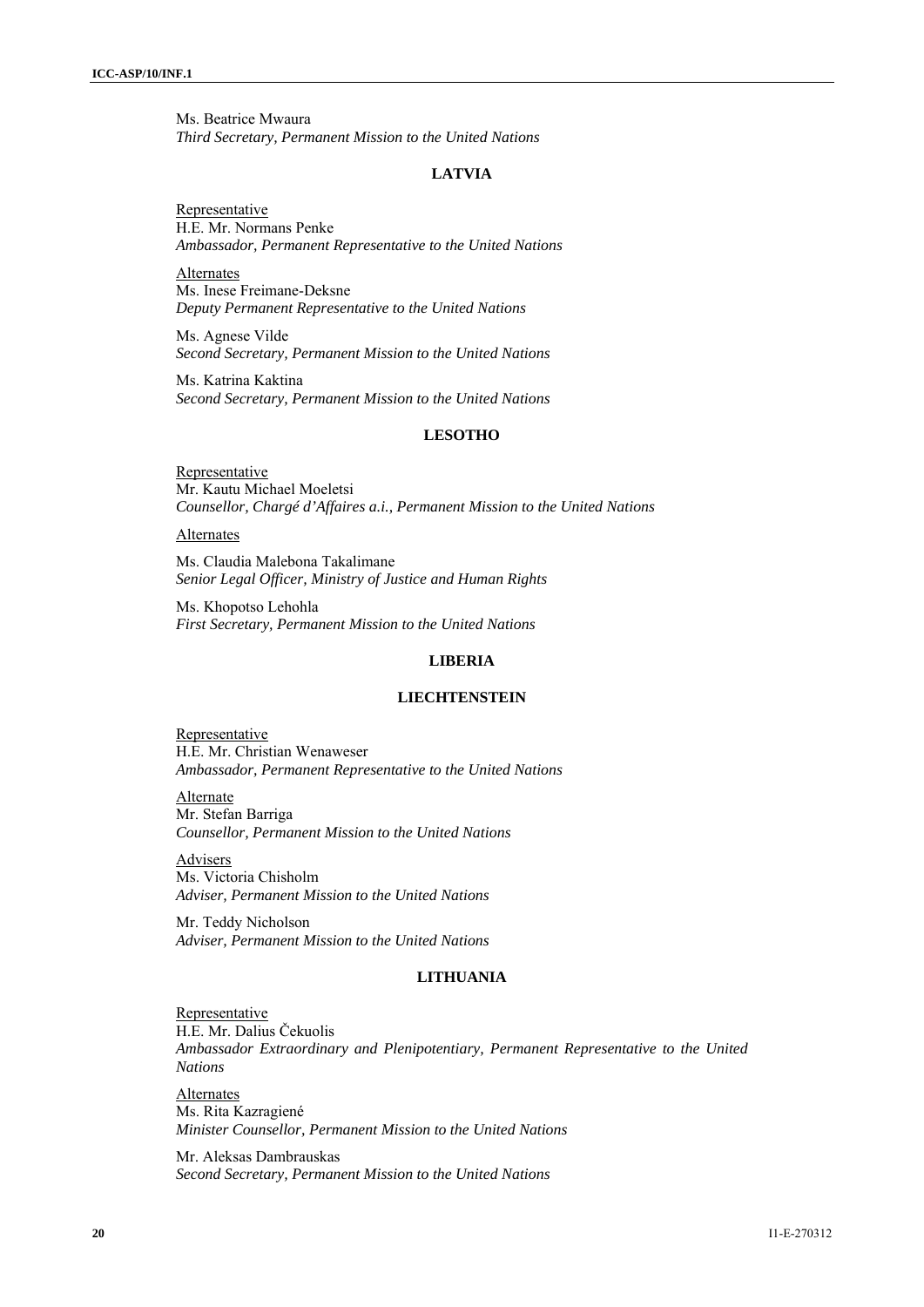Ms. Beatrice Mwaura
*Third Secretary, Permanent Mission to the United Nations*

## LATVIA

Representative
H.E. Mr. Normans Penke
*Ambassador, Permanent Representative to the United Nations*

Alternates
Ms. Inese Freimane-Deksne
*Deputy Permanent Representative to the United Nations*

Ms. Agnese Vilde
*Second Secretary, Permanent Mission to the United Nations*

Ms. Katrina Kaktina
*Second Secretary, Permanent Mission to the United Nations*

## LESOTHO

Representative
Mr. Kautu Michael Moeletsi
*Counsellor, Chargé d'Affaires a.i., Permanent Mission to the United Nations*

Alternates

Ms. Claudia Malebona Takalimane
*Senior Legal Officer, Ministry of Justice and Human Rights*

Ms. Khopotso Lehohla
*First Secretary, Permanent Mission to the United Nations*

## LIBERIA

## LIECHTENSTEIN

Representative
H.E. Mr. Christian Wenaweser
*Ambassador, Permanent Representative to the United Nations*

Alternate
Mr. Stefan Barriga
*Counsellor, Permanent Mission to the United Nations*

Advisers
Ms. Victoria Chisholm
*Adviser, Permanent Mission to the United Nations*

Mr. Teddy Nicholson
*Adviser, Permanent Mission to the United Nations*

## LITHUANIA

Representative
H.E. Mr. Dalius Čekuolis
*Ambassador Extraordinary and Plenipotentiary, Permanent Representative to the United Nations*

Alternates
Ms. Rita Kazragiené
*Minister Counsellor, Permanent Mission to the United Nations*

Mr. Aleksas Dambrauskas
*Second Secretary, Permanent Mission to the United Nations*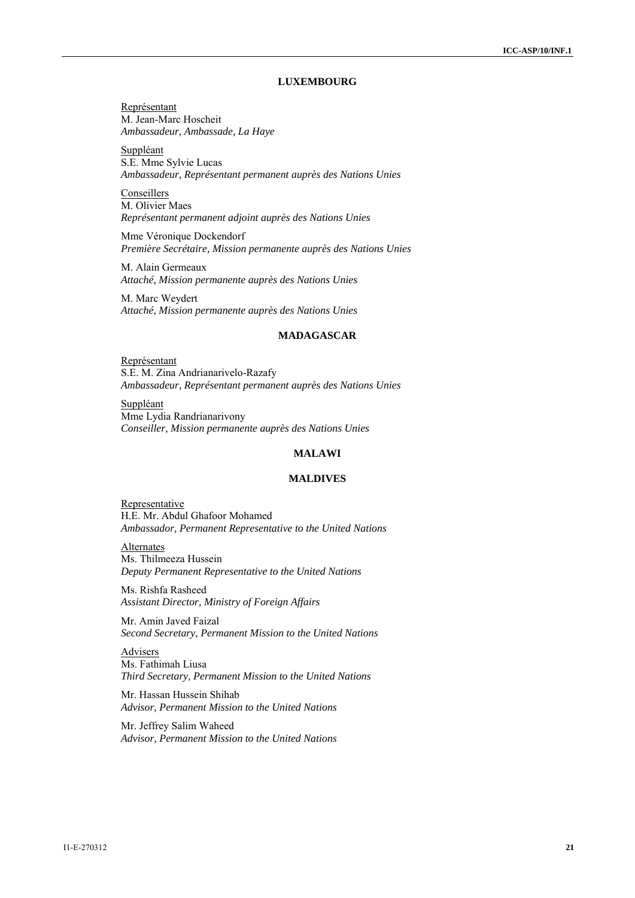## LUXEMBOURG

Représentant
M. Jean-Marc Hoscheit
*Ambassadeur, Ambassade, La Haye*

Suppléant
S.E. Mme Sylvie Lucas
*Ambassadeur, Représentant permanent auprès des Nations Unies*

Conseillers
M. Olivier Maes
*Représentant permanent adjoint auprès des Nations Unies*

Mme Véronique Dockendorf
*Première Secrétaire, Mission permanente auprès des Nations Unies*

M. Alain Germeaux
*Attaché, Mission permanente auprès des Nations Unies*

M. Marc Weydert
*Attaché, Mission permanente auprès des Nations Unies*

## MADAGASCAR

Représentant
S.E. M. Zina Andrianarivelo-Razafy
*Ambassadeur, Représentant permanent auprès des Nations Unies*

Suppléant
Mme Lydia Randrianarivony
*Conseiller, Mission permanente auprès des Nations Unies*

## MALAWI

## MALDIVES

Representative
H.E. Mr. Abdul Ghafoor Mohamed
*Ambassador, Permanent Representative to the United Nations*

Alternates
Ms. Thilmeeza Hussein
*Deputy Permanent Representative to the United Nations*

Ms. Rishfa Rasheed
*Assistant Director, Ministry of Foreign Affairs*

Mr. Amin Javed Faizal
*Second Secretary, Permanent Mission to the United Nations*

Advisers
Ms. Fathimah Liusa
*Third Secretary, Permanent Mission to the United Nations*

Mr. Hassan Hussein Shihab
*Advisor, Permanent Mission to the United Nations*

Mr. Jeffrey Salim Waheed
*Advisor, Permanent Mission to the United Nations*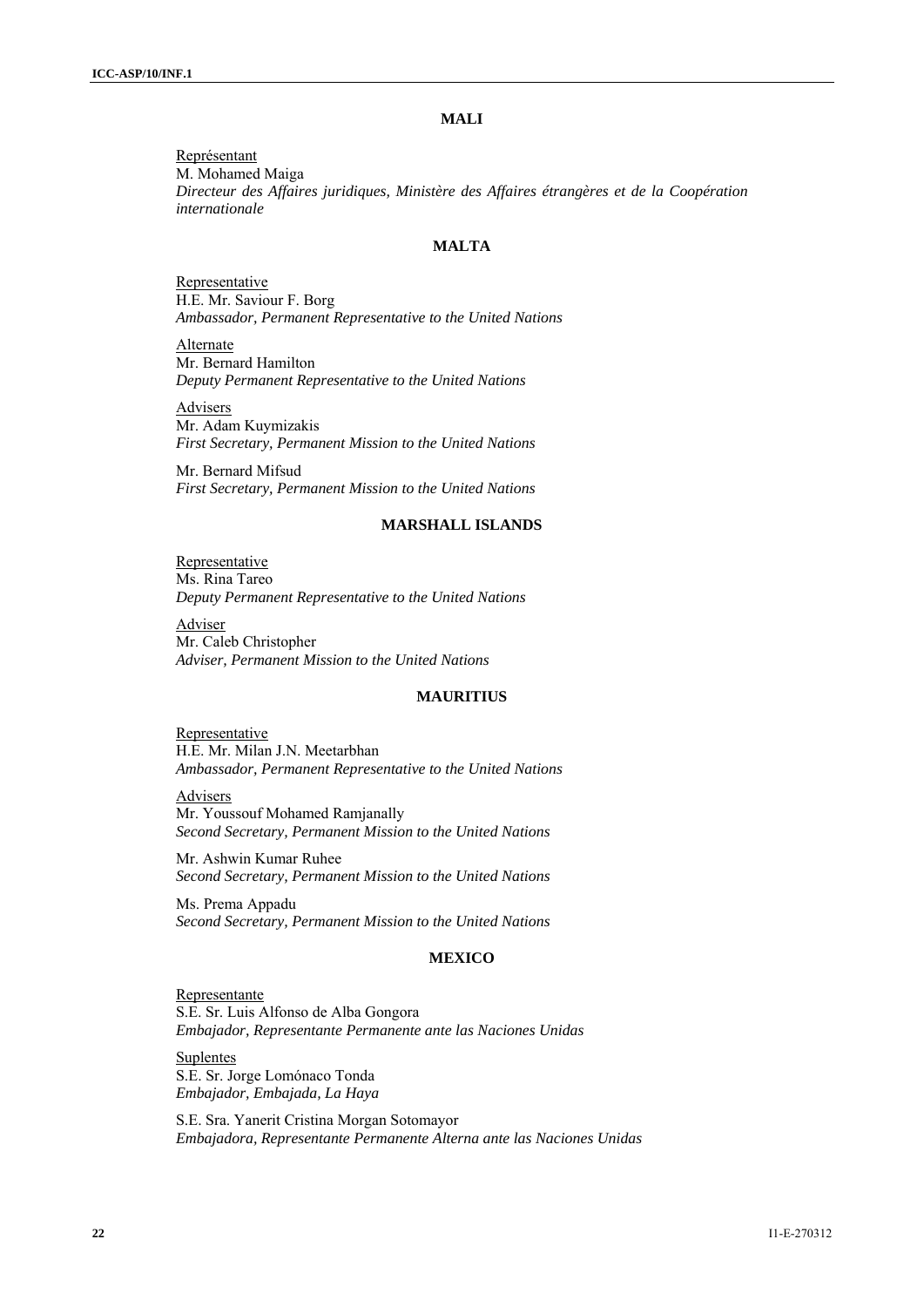## MALI

Représentant
M. Mohamed Maiga
*Directeur des Affaires juridiques, Ministère des Affaires étrangères et de la Coopération internationale*

## MALTA

Representative
H.E. Mr. Saviour F. Borg
*Ambassador, Permanent Representative to the United Nations*

Alternate
Mr. Bernard Hamilton
*Deputy Permanent Representative to the United Nations*

Advisers
Mr. Adam Kuymizakis
*First Secretary, Permanent Mission to the United Nations*

Mr. Bernard Mifsud
*First Secretary, Permanent Mission to the United Nations*

## MARSHALL ISLANDS

Representative
Ms. Rina Tareo
*Deputy Permanent Representative to the United Nations*

Adviser
Mr. Caleb Christopher
*Adviser, Permanent Mission to the United Nations*

## MAURITIUS

Representative
H.E. Mr. Milan J.N. Meetarbhan
*Ambassador, Permanent Representative to the United Nations*

Advisers
Mr. Youssouf Mohamed Ramjanally
*Second Secretary, Permanent Mission to the United Nations*

Mr. Ashwin Kumar Ruhee
*Second Secretary, Permanent Mission to the United Nations*

Ms. Prema Appadu
*Second Secretary, Permanent Mission to the United Nations*

## MEXICO

Representante
S.E. Sr. Luis Alfonso de Alba Gongora
*Embajador, Representante Permanente ante las Naciones Unidas*

Suplentes
S.E. Sr. Jorge Lomónaco Tonda
*Embajador, Embajada, La Haya*

S.E. Sra. Yanerit Cristina Morgan Sotomayor
*Embajadora, Representante Permanente Alterna ante las Naciones Unidas*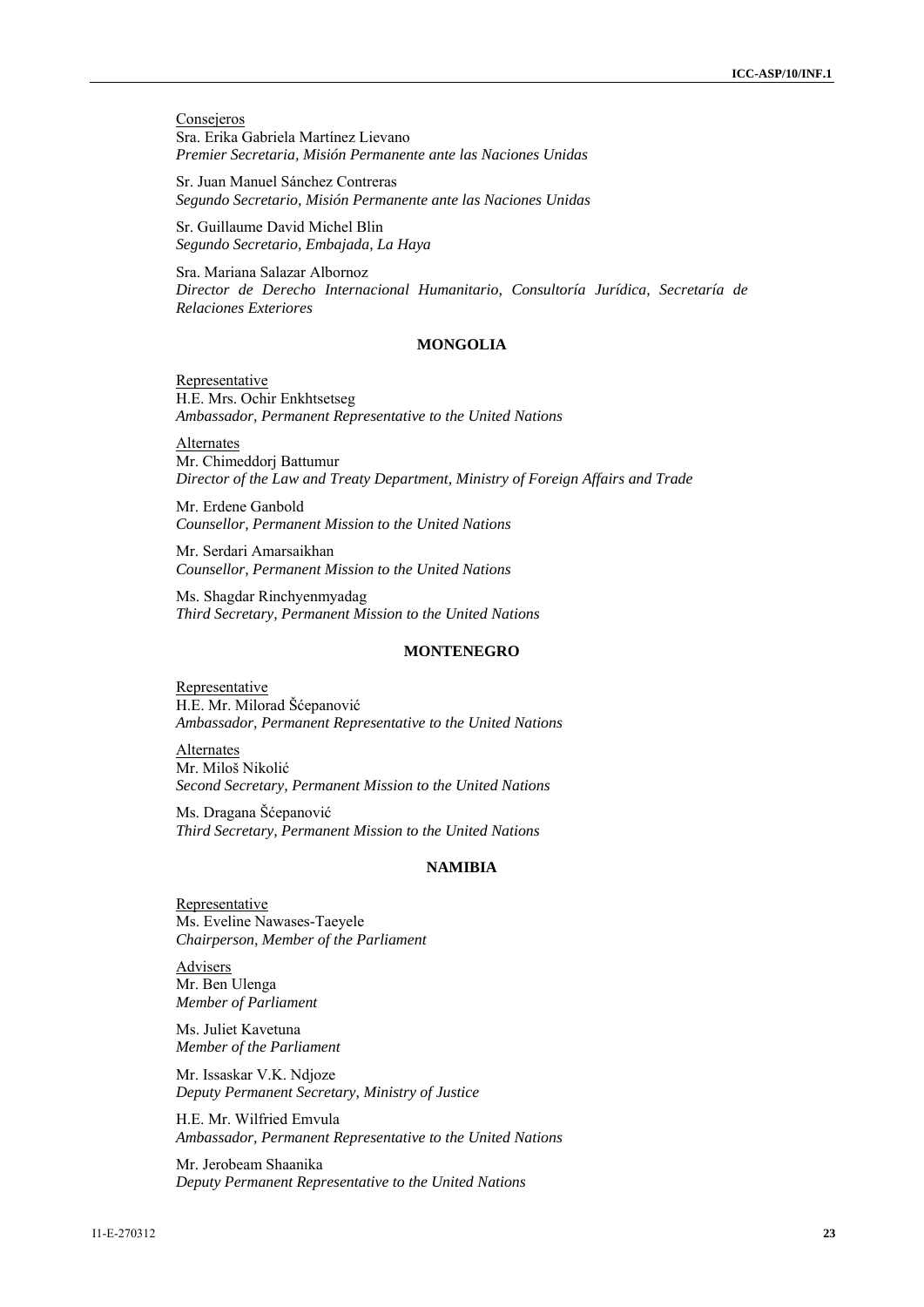Consejeros
Sra. Erika Gabriela Martínez Lievano
*Premier Secretaria, Misión Permanente ante las Naciones Unidas*

Sr. Juan Manuel Sánchez Contreras
*Segundo Secretario, Misión Permanente ante las Naciones Unidas*

Sr. Guillaume David Michel Blin
*Segundo Secretario, Embajada, La Haya*

Sra. Mariana Salazar Albornoz
*Director de Derecho Internacional Humanitario, Consultoría Jurídica, Secretaría de Relaciones Exteriores*

## MONGOLIA

Representative
H.E. Mrs. Ochir Enkhtsetseg
*Ambassador, Permanent Representative to the United Nations*

Alternates
Mr. Chimeddorj Battumur
*Director of the Law and Treaty Department, Ministry of Foreign Affairs and Trade*

Mr. Erdene Ganbold
*Counsellor, Permanent Mission to the United Nations*

Mr. Serdari Amarsaikhan
*Counsellor, Permanent Mission to the United Nations*

Ms. Shagdar Rinchyenmyadag
*Third Secretary, Permanent Mission to the United Nations*

## MONTENEGRO

Representative
H.E. Mr. Milorad Šćepanović
*Ambassador, Permanent Representative to the United Nations*

Alternates
Mr. Miloš Nikolić
*Second Secretary, Permanent Mission to the United Nations*

Ms. Dragana Šćepanović
*Third Secretary, Permanent Mission to the United Nations*

## NAMIBIA

Representative
Ms. Eveline Nawases-Taeyele
*Chairperson, Member of the Parliament*

Advisers
Mr. Ben Ulenga
*Member of Parliament*

Ms. Juliet Kavetuna
*Member of the Parliament*

Mr. Issaskar V.K. Ndjoze
*Deputy Permanent Secretary, Ministry of Justice*

H.E. Mr. Wilfried Emvula
*Ambassador, Permanent Representative to the United Nations*

Mr. Jerobeam Shaanika
*Deputy Permanent Representative to the United Nations*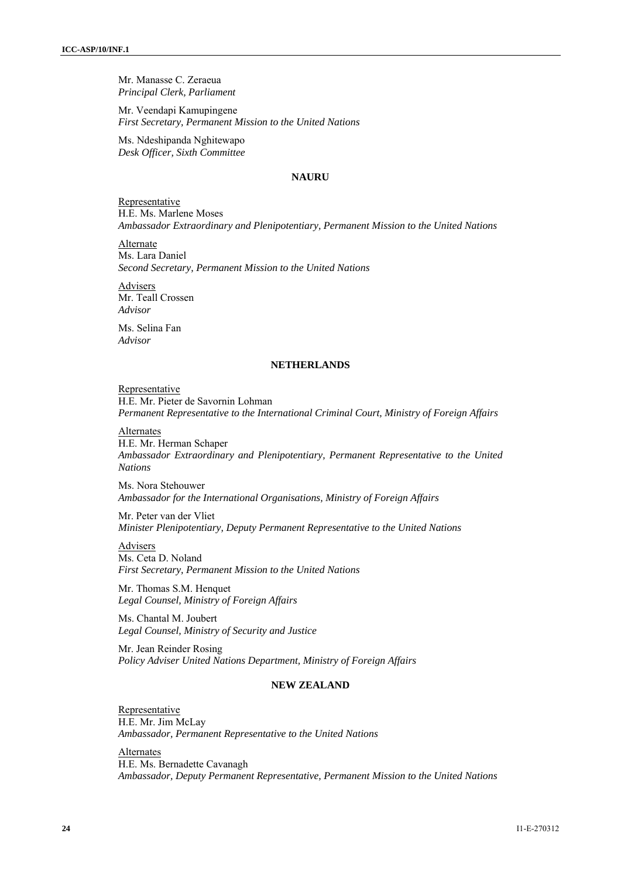Mr. Manasse C. Zeraeua
*Principal Clerk, Parliament*

Mr. Veendapi Kamupingene
*First Secretary, Permanent Mission to the United Nations*

Ms. Ndeshipanda Nghitewapo
*Desk Officer, Sixth Committee*

**NAURU**

Representative
H.E. Ms. Marlene Moses
*Ambassador Extraordinary and Plenipotentiary, Permanent Mission to the United Nations*

Alternate
Ms. Lara Daniel
*Second Secretary, Permanent Mission to the United Nations*

Advisers
Mr. Teall Crossen
*Advisor*

Ms. Selina Fan
*Advisor*

**NETHERLANDS**

Representative
H.E. Mr. Pieter de Savornin Lohman
*Permanent Representative to the International Criminal Court, Ministry of Foreign Affairs*

Alternates
H.E. Mr. Herman Schaper
*Ambassador Extraordinary and Plenipotentiary, Permanent Representative to the United Nations*

Ms. Nora Stehouwer
*Ambassador for the International Organisations, Ministry of Foreign Affairs*

Mr. Peter van der Vliet
*Minister Plenipotentiary, Deputy Permanent Representative to the United Nations*

Advisers
Ms. Ceta D. Noland
*First Secretary, Permanent Mission to the United Nations*

Mr. Thomas S.M. Henquet
*Legal Counsel, Ministry of Foreign Affairs*

Ms. Chantal M. Joubert
*Legal Counsel, Ministry of Security and Justice*

Mr. Jean Reinder Rosing
*Policy Adviser United Nations Department, Ministry of Foreign Affairs*

**NEW ZEALAND**

Representative
H.E. Mr. Jim McLay
*Ambassador, Permanent Representative to the United Nations*

Alternates
H.E. Ms. Bernadette Cavanagh
*Ambassador, Deputy Permanent Representative, Permanent Mission to the United Nations*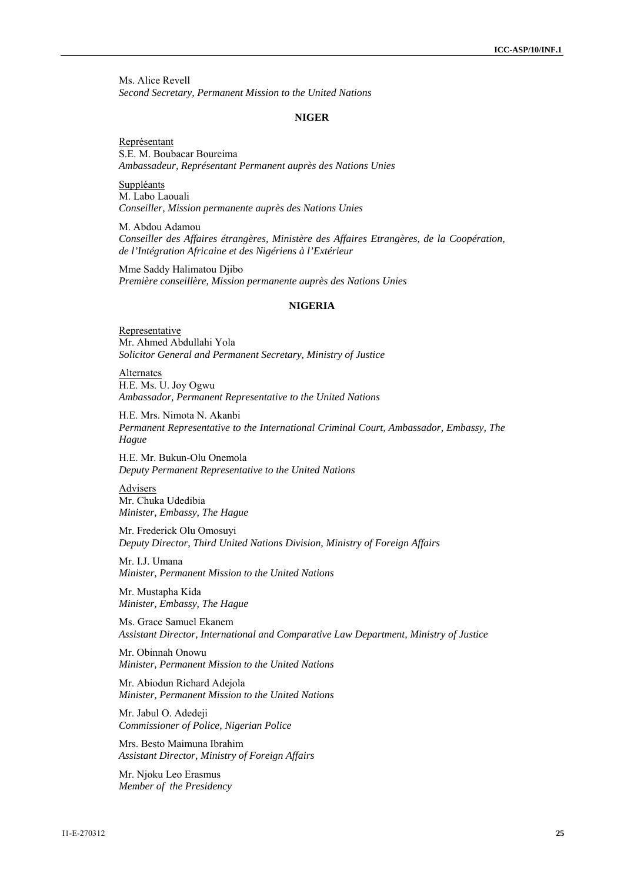Ms. Alice Revell
*Second Secretary, Permanent Mission to the United Nations*

**NIGER**

Représentant
S.E. M. Boubacar Boureima
*Ambassadeur, Représentant Permanent auprès des Nations Unies*

Suppléants
M. Labo Laouali
*Conseiller, Mission permanente auprès des Nations Unies*

M. Abdou Adamou
*Conseiller des Affaires étrangères, Ministère des Affaires Etrangères, de la Coopération, de l'Intégration Africaine et des Nigériens à l'Extérieur*

Mme Saddy Halimatou Djibo
*Première conseillère, Mission permanente auprès des Nations Unies*

**NIGERIA**

Representative
Mr. Ahmed Abdullahi Yola
*Solicitor General and Permanent Secretary, Ministry of Justice*

Alternates
H.E. Ms. U. Joy Ogwu
*Ambassador, Permanent Representative to the United Nations*

H.E. Mrs. Nimota N. Akanbi
*Permanent Representative to the International Criminal Court, Ambassador, Embassy, The Hague*

H.E. Mr. Bukun-Olu Onemola
*Deputy Permanent Representative to the United Nations*

Advisers
Mr. Chuka Udedibia
*Minister, Embassy, The Hague*

Mr. Frederick Olu Omosuyi
*Deputy Director, Third United Nations Division, Ministry of Foreign Affairs*

Mr. I.J. Umana
*Minister, Permanent Mission to the United Nations*

Mr. Mustapha Kida
*Minister, Embassy, The Hague*

Ms. Grace Samuel Ekanem
*Assistant Director, International and Comparative Law Department, Ministry of Justice*

Mr. Obinnah Onowu
*Minister, Permanent Mission to the United Nations*

Mr. Abiodun Richard Adejola
*Minister, Permanent Mission to the United Nations*

Mr. Jabul O. Adedeji
*Commissioner of Police, Nigerian Police*

Mrs. Besto Maimuna Ibrahim
*Assistant Director, Ministry of Foreign Affairs*

Mr. Njoku Leo Erasmus
*Member of the Presidency*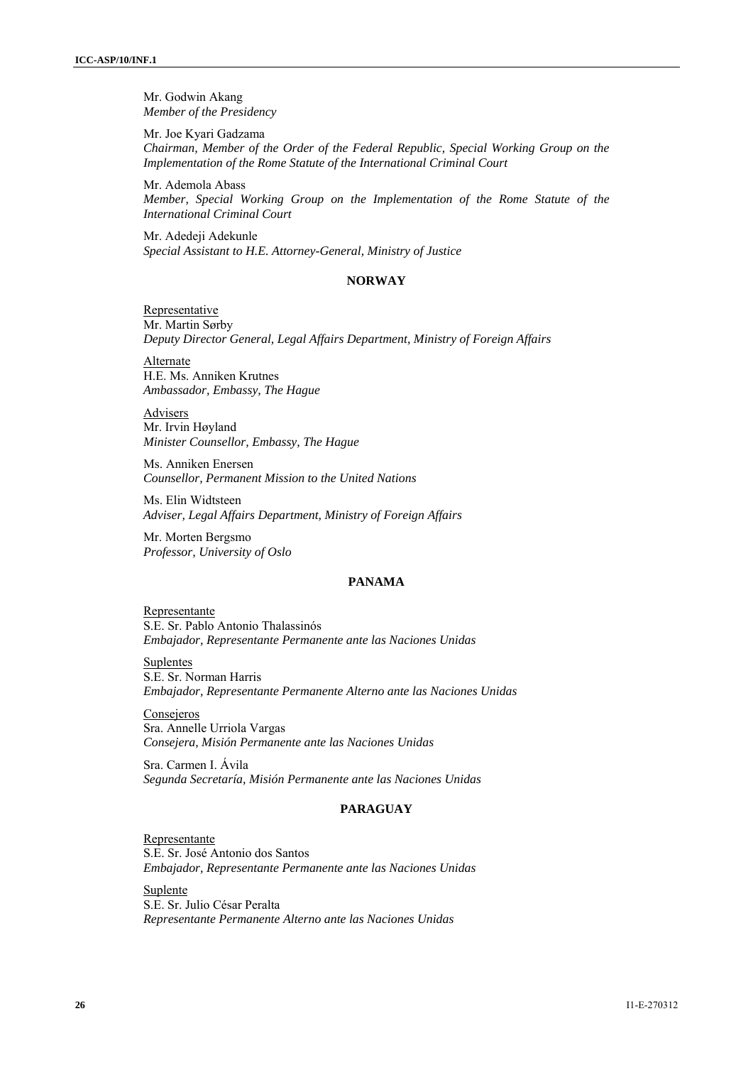Mr. Godwin Akang
*Member of the Presidency*

Mr. Joe Kyari Gadzama
*Chairman, Member of the Order of the Federal Republic, Special Working Group on the Implementation of the Rome Statute of the International Criminal Court*

Mr. Ademola Abass
*Member, Special Working Group on the Implementation of the Rome Statute of the International Criminal Court*

Mr. Adedeji Adekunle
*Special Assistant to H.E. Attorney-General, Ministry of Justice*

## NORWAY

Representative
Mr. Martin Sørby
*Deputy Director General, Legal Affairs Department, Ministry of Foreign Affairs*

Alternate
H.E. Ms. Anniken Krutnes
*Ambassador, Embassy, The Hague*

Advisers
Mr. Irvin Høyland
*Minister Counsellor, Embassy, The Hague*

Ms. Anniken Enersen
*Counsellor, Permanent Mission to the United Nations*

Ms. Elin Widtsteen
*Adviser, Legal Affairs Department, Ministry of Foreign Affairs*

Mr. Morten Bergsmo
*Professor, University of Oslo*

## PANAMA

Representante
S.E. Sr. Pablo Antonio Thalassinós
*Embajador, Representante Permanente ante las Naciones Unidas*

Suplentes
S.E. Sr. Norman Harris
*Embajador, Representante Permanente Alterno ante las Naciones Unidas*

Consejeros
Sra. Annelle Urriola Vargas
*Consejera, Misión Permanente ante las Naciones Unidas*

Sra. Carmen I. Ávila
*Segunda Secretaría, Misión Permanente ante las Naciones Unidas*

## PARAGUAY

Representante
S.E. Sr. José Antonio dos Santos
*Embajador, Representante Permanente ante las Naciones Unidas*

Suplente
S.E. Sr. Julio César Peralta
*Representante Permanente Alterno ante las Naciones Unidas*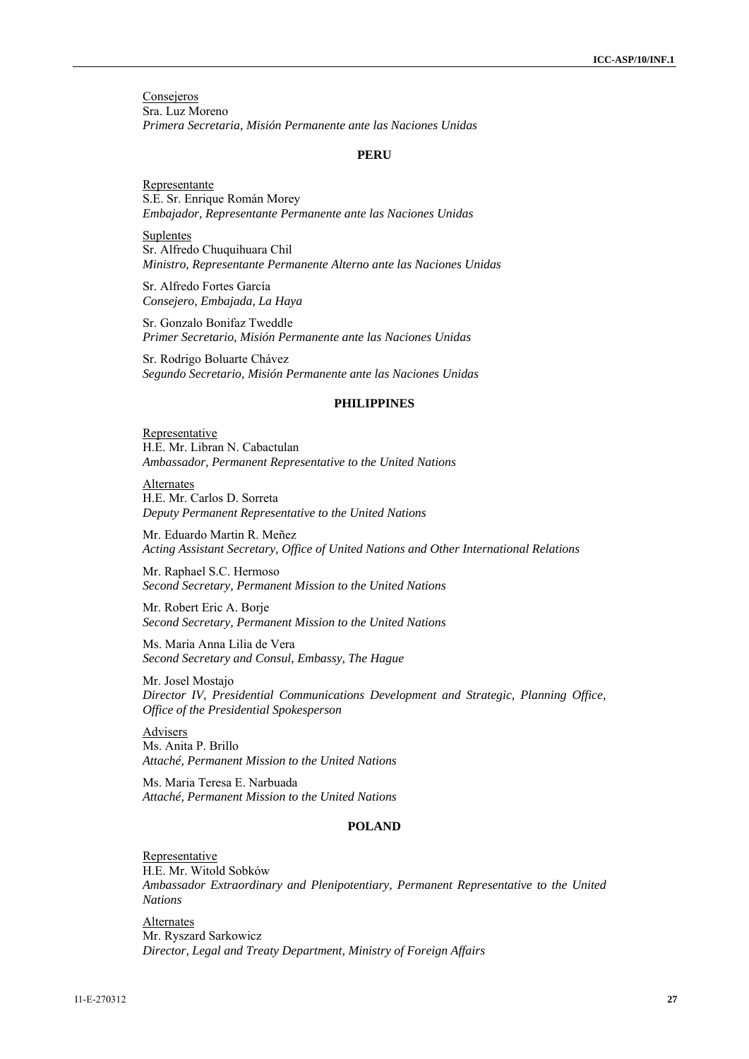Consejeros
Sra. Luz Moreno
*Primera Secretaria, Misión Permanente ante las Naciones Unidas*

**PERU**

Representante
S.E. Sr. Enrique Román Morey
*Embajador, Representante Permanente ante las Naciones Unidas*

Suplentes
Sr. Alfredo Chuquihuara Chil
*Ministro, Representante Permanente Alterno ante las Naciones Unidas*

Sr. Alfredo Fortes García
*Consejero, Embajada, La Haya*

Sr. Gonzalo Bonifaz Tweddle
*Primer Secretario, Misión Permanente ante las Naciones Unidas*

Sr. Rodrigo Boluarte Chávez
*Segundo Secretario, Misión Permanente ante las Naciones Unidas*

**PHILIPPINES**

Representative
H.E. Mr. Libran N. Cabactulan
*Ambassador, Permanent Representative to the United Nations*

Alternates
H.E. Mr. Carlos D. Sorreta
*Deputy Permanent Representative to the United Nations*

Mr. Eduardo Martin R. Meñez
*Acting Assistant Secretary, Office of United Nations and Other International Relations*

Mr. Raphael S.C. Hermoso
*Second Secretary, Permanent Mission to the United Nations*

Mr. Robert Eric A. Borje
*Second Secretary, Permanent Mission to the United Nations*

Ms. Maria Anna Lilia de Vera
*Second Secretary and Consul, Embassy, The Hague*

Mr. Josel Mostajo
*Director IV, Presidential Communications Development and Strategic, Planning Office, Office of the Presidential Spokesperson*

Advisers
Ms. Anita P. Brillo
*Attaché, Permanent Mission to the United Nations*

Ms. Maria Teresa E. Narbuada
*Attaché, Permanent Mission to the United Nations*

**POLAND**

Representative
H.E. Mr. Witold Sobków
*Ambassador Extraordinary and Plenipotentiary, Permanent Representative to the United Nations*

Alternates
Mr. Ryszard Sarkowicz
*Director, Legal and Treaty Department, Ministry of Foreign Affairs*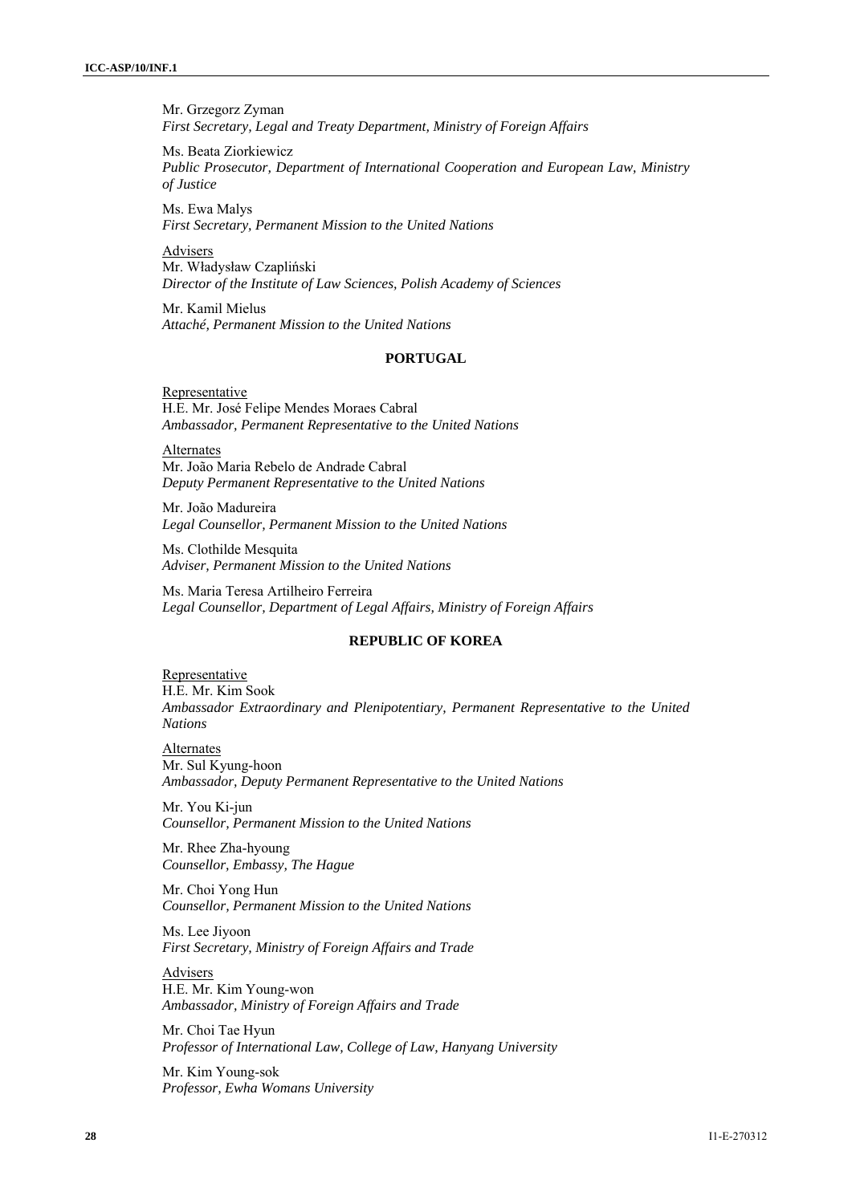Mr. Grzegorz Zyman
*First Secretary, Legal and Treaty Department, Ministry of Foreign Affairs*

Ms. Beata Ziorkiewicz
*Public Prosecutor, Department of International Cooperation and European Law, Ministry of Justice*

Ms. Ewa Malys
*First Secretary, Permanent Mission to the United Nations*

Advisers
Mr. Władysław Czapliński
*Director of the Institute of Law Sciences, Polish Academy of Sciences*

Mr. Kamil Mielus
*Attaché, Permanent Mission to the United Nations*

## PORTUGAL

Representative
H.E. Mr. José Felipe Mendes Moraes Cabral
*Ambassador, Permanent Representative to the United Nations*

Alternates
Mr. João Maria Rebelo de Andrade Cabral
*Deputy Permanent Representative to the United Nations*

Mr. João Madureira
*Legal Counsellor, Permanent Mission to the United Nations*

Ms. Clothilde Mesquita
*Adviser, Permanent Mission to the United Nations*

Ms. Maria Teresa Artilheiro Ferreira
*Legal Counsellor, Department of Legal Affairs, Ministry of Foreign Affairs*

## REPUBLIC OF KOREA

Representative
H.E. Mr. Kim Sook
*Ambassador Extraordinary and Plenipotentiary, Permanent Representative to the United Nations*

Alternates
Mr. Sul Kyung-hoon
*Ambassador, Deputy Permanent Representative to the United Nations*

Mr. You Ki-jun
*Counsellor, Permanent Mission to the United Nations*

Mr. Rhee Zha-hyoung
*Counsellor, Embassy, The Hague*

Mr. Choi Yong Hun
*Counsellor, Permanent Mission to the United Nations*

Ms. Lee Jiyoon
*First Secretary, Ministry of Foreign Affairs and Trade*

Advisers
H.E. Mr. Kim Young-won
*Ambassador, Ministry of Foreign Affairs and Trade*

Mr. Choi Tae Hyun
*Professor of International Law, College of Law, Hanyang University*

Mr. Kim Young-sok
*Professor, Ewha Womans University*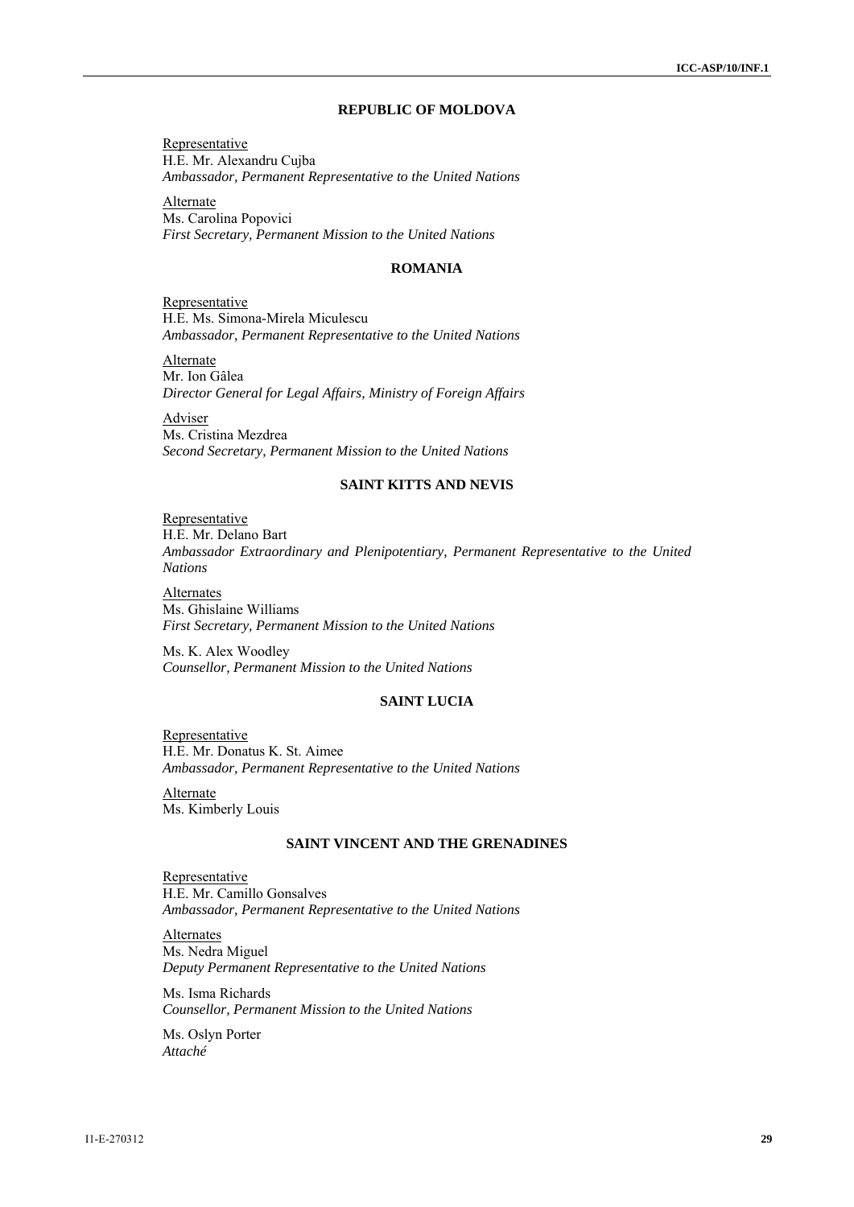## REPUBLIC OF MOLDOVA

Representative
H.E. Mr. Alexandru Cujba
*Ambassador, Permanent Representative to the United Nations*

Alternate
Ms. Carolina Popovici
*First Secretary, Permanent Mission to the United Nations*

## ROMANIA

Representative
H.E. Ms. Simona-Mirela Miculescu
*Ambassador, Permanent Representative to the United Nations*

Alternate
Mr. Ion Gâlea
*Director General for Legal Affairs, Ministry of Foreign Affairs*

Adviser
Ms. Cristina Mezdrea
*Second Secretary, Permanent Mission to the United Nations*

## SAINT KITTS AND NEVIS

Representative
H.E. Mr. Delano Bart
*Ambassador Extraordinary and Plenipotentiary, Permanent Representative to the United Nations*

Alternates
Ms. Ghislaine Williams
*First Secretary, Permanent Mission to the United Nations*

Ms. K. Alex Woodley
*Counsellor, Permanent Mission to the United Nations*

## SAINT LUCIA

Representative
H.E. Mr. Donatus K. St. Aimee
*Ambassador, Permanent Representative to the United Nations*

Alternate
Ms. Kimberly Louis

## SAINT VINCENT AND THE GRENADINES

Representative
H.E. Mr. Camillo Gonsalves
*Ambassador, Permanent Representative to the United Nations*

Alternates
Ms. Nedra Miguel
*Deputy Permanent Representative to the United Nations*

Ms. Isma Richards
*Counsellor, Permanent Mission to the United Nations*

Ms. Oslyn Porter
*Attaché*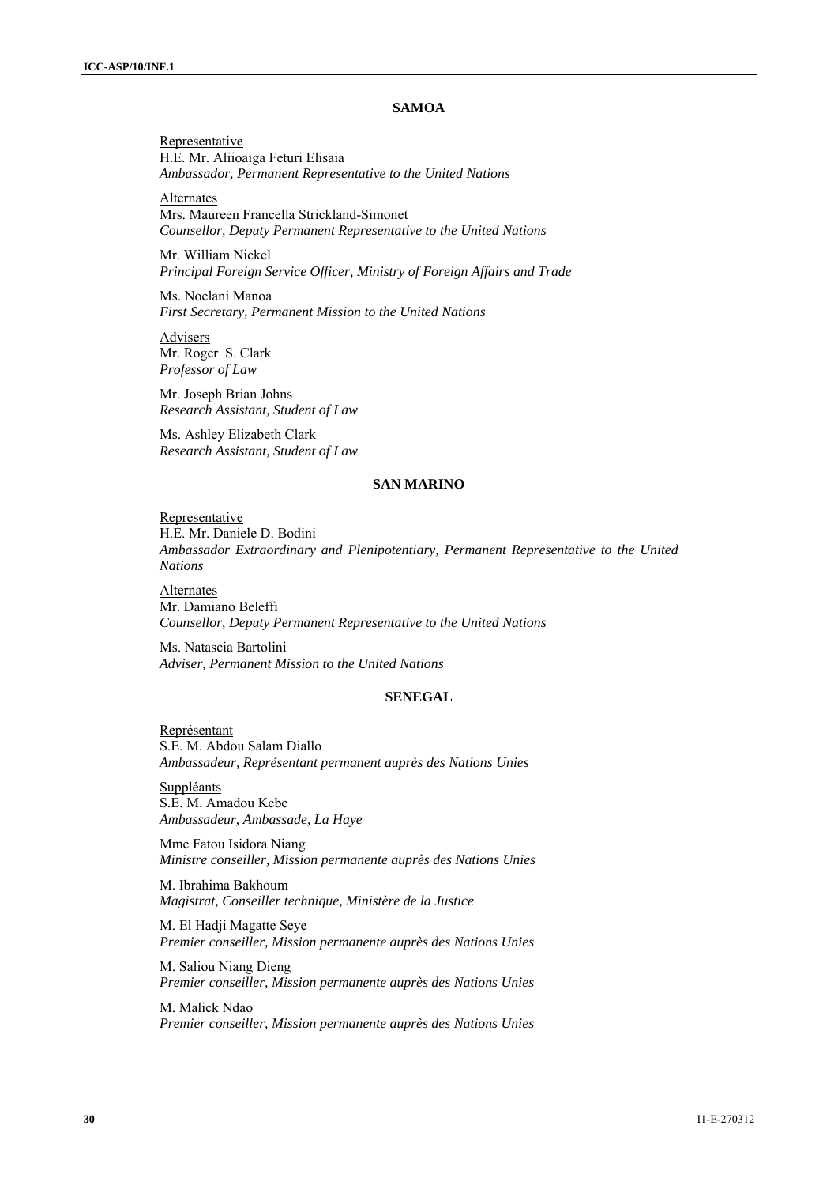### SAMOA

Representative
H.E. Mr. Aliioaiga Feturi Elisaia
*Ambassador, Permanent Representative to the United Nations*

Alternates
Mrs. Maureen Francella Strickland-Simonet
*Counsellor, Deputy Permanent Representative to the United Nations*

Mr. William Nickel
*Principal Foreign Service Officer, Ministry of Foreign Affairs and Trade*

Ms. Noelani Manoa
*First Secretary, Permanent Mission to the United Nations*

Advisers
Mr. Roger S. Clark
*Professor of Law*

Mr. Joseph Brian Johns
*Research Assistant, Student of Law*

Ms. Ashley Elizabeth Clark
*Research Assistant, Student of Law*

### SAN MARINO

Representative
H.E. Mr. Daniele D. Bodini
*Ambassador Extraordinary and Plenipotentiary, Permanent Representative to the United Nations*

Alternates
Mr. Damiano Beleffi
*Counsellor, Deputy Permanent Representative to the United Nations*

Ms. Natascia Bartolini
*Adviser, Permanent Mission to the United Nations*

### SENEGAL

Représentant
S.E. M. Abdou Salam Diallo
*Ambassadeur, Représentant permanent auprès des Nations Unies*

Suppléants
S.E. M. Amadou Kebe
*Ambassadeur, Ambassade, La Haye*

Mme Fatou Isidora Niang
*Ministre conseiller, Mission permanente auprès des Nations Unies*

M. Ibrahima Bakhoum
*Magistrat, Conseiller technique, Ministère de la Justice*

M. El Hadji Magatte Seye
*Premier conseiller, Mission permanente auprès des Nations Unies*

M. Saliou Niang Dieng
*Premier conseiller, Mission permanente auprès des Nations Unies*

M. Malick Ndao
*Premier conseiller, Mission permanente auprès des Nations Unies*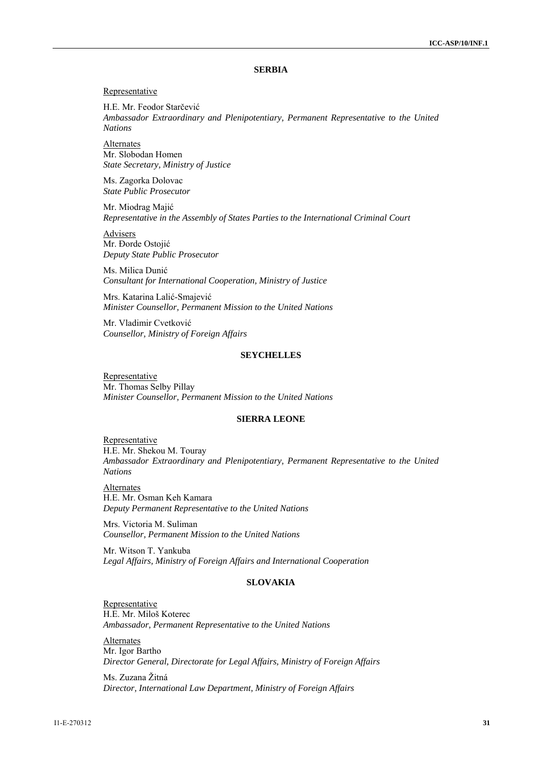**SERBIA**

Representative

H.E. Mr. Feodor Starčević
*Ambassador Extraordinary and Plenipotentiary, Permanent Representative to the United Nations*

Alternates
Mr. Slobodan Homen
*State Secretary, Ministry of Justice*

Ms. Zagorka Dolovac
*State Public Prosecutor*

Mr. Miodrag Majić
*Representative in the Assembly of States Parties to the International Criminal Court*

Advisers
Mr. Đorđe Ostojić
*Deputy State Public Prosecutor*

Ms. Milica Dunić
*Consultant for International Cooperation, Ministry of Justice*

Mrs. Katarina Lalić-Smajević
*Minister Counsellor, Permanent Mission to the United Nations*

Mr. Vladimir Cvetković
*Counsellor, Ministry of Foreign Affairs*

**SEYCHELLES**

Representative
Mr. Thomas Selby Pillay
*Minister Counsellor, Permanent Mission to the United Nations*

**SIERRA LEONE**

Representative
H.E. Mr. Shekou M. Touray
*Ambassador Extraordinary and Plenipotentiary, Permanent Representative to the United Nations*

Alternates
H.E. Mr. Osman Keh Kamara
*Deputy Permanent Representative to the United Nations*

Mrs. Victoria M. Suliman
*Counsellor, Permanent Mission to the United Nations*

Mr. Witson T. Yankuba
*Legal Affairs, Ministry of Foreign Affairs and International Cooperation*

**SLOVAKIA**

Representative
H.E. Mr. Miloš Koterec
*Ambassador, Permanent Representative to the United Nations*

Alternates
Mr. Igor Bartho
*Director General, Directorate for Legal Affairs, Ministry of Foreign Affairs*

Ms. Zuzana Žitná
*Director, International Law Department, Ministry of Foreign Affairs*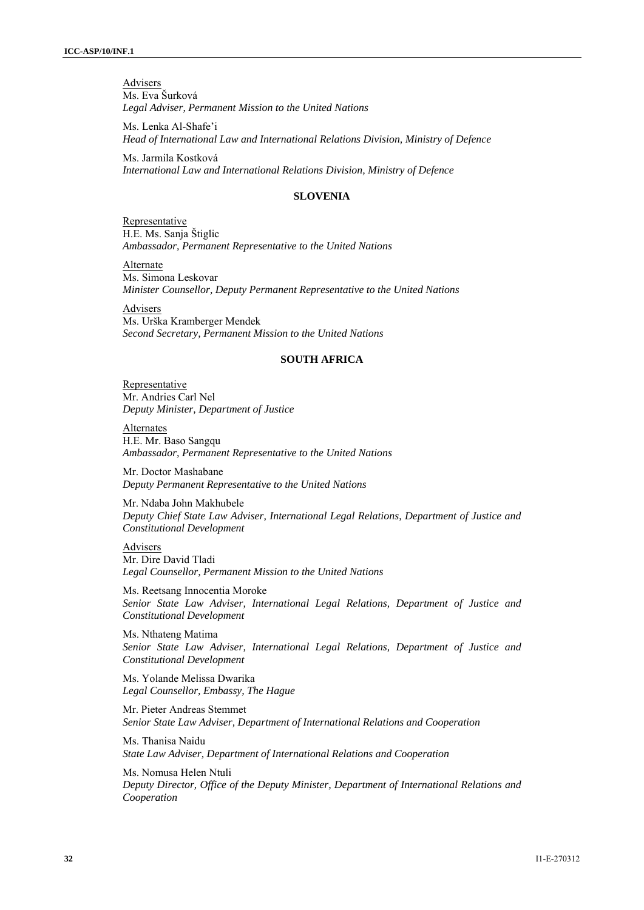Advisers
Ms. Eva Šurková
*Legal Adviser, Permanent Mission to the United Nations*

Ms. Lenka Al-Shafe'i
*Head of International Law and International Relations Division, Ministry of Defence*

Ms. Jarmila Kostková
*International Law and International Relations Division, Ministry of Defence*

## SLOVENIA

Representative
H.E. Ms. Sanja Štiglic
*Ambassador, Permanent Representative to the United Nations*

Alternate
Ms. Simona Leskovar
*Minister Counsellor, Deputy Permanent Representative to the United Nations*

Advisers
Ms. Urška Kramberger Mendek
*Second Secretary, Permanent Mission to the United Nations*

## SOUTH AFRICA

Representative
Mr. Andries Carl Nel
*Deputy Minister, Department of Justice*

Alternates
H.E. Mr. Baso Sangqu
*Ambassador, Permanent Representative to the United Nations*

Mr. Doctor Mashabane
*Deputy Permanent Representative to the United Nations*

Mr. Ndaba John Makhubele
*Deputy Chief State Law Adviser, International Legal Relations, Department of Justice and Constitutional Development*

Advisers
Mr. Dire David Tladi
*Legal Counsellor, Permanent Mission to the United Nations*

Ms. Reetsang Innocentia Moroke
*Senior State Law Adviser, International Legal Relations, Department of Justice and Constitutional Development*

Ms. Nthateng Matima
*Senior State Law Adviser, International Legal Relations, Department of Justice and Constitutional Development*

Ms. Yolande Melissa Dwarika
*Legal Counsellor, Embassy, The Hague*

Mr. Pieter Andreas Stemmet
*Senior State Law Adviser, Department of International Relations and Cooperation*

Ms. Thanisa Naidu
*State Law Adviser, Department of International Relations and Cooperation*

Ms. Nomusa Helen Ntuli
*Deputy Director, Office of the Deputy Minister, Department of International Relations and Cooperation*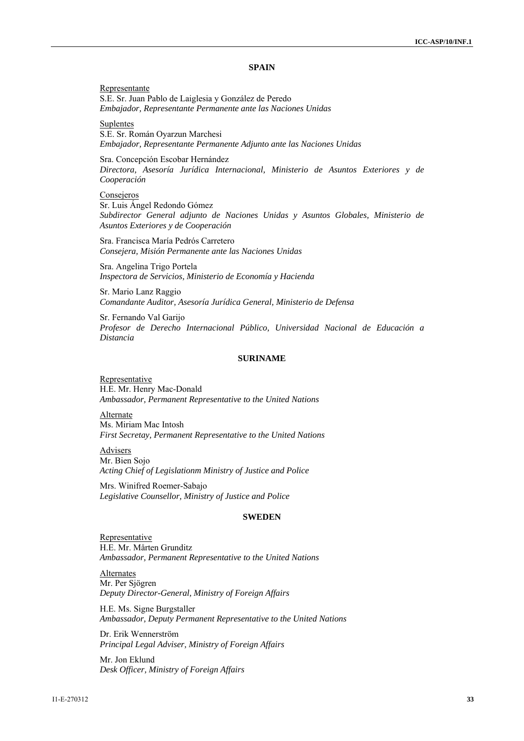## SPAIN

Representante
S.E. Sr. Juan Pablo de Laiglesia y González de Peredo
*Embajador, Representante Permanente ante las Naciones Unidas*

Suplentes
S.E. Sr. Román Oyarzun Marchesi
*Embajador, Representante Permanente Adjunto ante las Naciones Unidas*

Sra. Concepción Escobar Hernández
*Directora, Asesoría Jurídica Internacional, Ministerio de Asuntos Exteriores y de Cooperación*

Consejeros
Sr. Luis Ángel Redondo Gómez
*Subdirector General adjunto de Naciones Unidas y Asuntos Globales, Ministerio de Asuntos Exteriores y de Cooperación*

Sra. Francisca María Pedrós Carretero
*Consejera, Misión Permanente ante las Naciones Unidas*

Sra. Angelina Trigo Portela
*Inspectora de Servicios, Ministerio de Economía y Hacienda*

Sr. Mario Lanz Raggio
*Comandante Auditor, Asesoría Jurídica General, Ministerio de Defensa*

Sr. Fernando Val Garijo
*Profesor de Derecho Internacional Público, Universidad Nacional de Educación a Distancia*

## SURINAME

Representative
H.E. Mr. Henry Mac-Donald
*Ambassador, Permanent Representative to the United Nations*

Alternate
Ms. Miriam Mac Intosh
*First Secretay, Permanent Representative to the United Nations*

Advisers
Mr. Bien Sojo
*Acting Chief of Legislationm Ministry of Justice and Police*

Mrs. Winifred Roemer-Sabajo
*Legislative Counsellor, Ministry of Justice and Police*

## SWEDEN

Representative
H.E. Mr. Mårten Grunditz
*Ambassador, Permanent Representative to the United Nations*

Alternates
Mr. Per Sjögren
*Deputy Director-General, Ministry of Foreign Affairs*

H.E. Ms. Signe Burgstaller
*Ambassador, Deputy Permanent Representative to the United Nations*

Dr. Erik Wennerström
*Principal Legal Adviser, Ministry of Foreign Affairs*

Mr. Jon Eklund
*Desk Officer, Ministry of Foreign Affairs*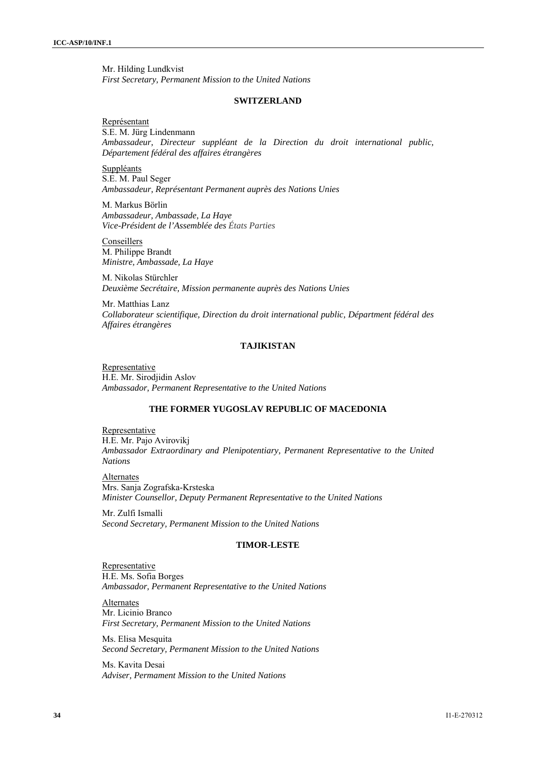Mr. Hilding Lundkvist
*First Secretary, Permanent Mission to the United Nations*

**SWITZERLAND**

Représentant
S.E. M. Jürg Lindenmann
*Ambassadeur, Directeur suppléant de la Direction du droit international public, Département fédéral des affaires étrangères*

Suppléants
S.E. M. Paul Seger
*Ambassadeur, Représentant Permanent auprès des Nations Unies*

M. Markus Börlin
*Ambassadeur, Ambassade, La Haye*
*Vice-Président de l'Assemblée des États Parties*

Conseillers
M. Philippe Brandt
*Ministre, Ambassade, La Haye*

M. Nikolas Stürchler
*Deuxième Secrétaire, Mission permanente auprès des Nations Unies*

Mr. Matthias Lanz
*Collaborateur scientifique, Direction du droit international public, Départment fédéral des Affaires étrangères*

**TAJIKISTAN**

Representative
H.E. Mr. Sirodjidin Aslov
*Ambassador, Permanent Representative to the United Nations*

**THE FORMER YUGOSLAV REPUBLIC OF MACEDONIA**

Representative
H.E. Mr. Pajo Avirovikj
*Ambassador Extraordinary and Plenipotentiary, Permanent Representative to the United Nations*

Alternates
Mrs. Sanja Zografska-Krsteska
*Minister Counsellor, Deputy Permanent Representative to the United Nations*

Mr. Zulfi Ismalli
*Second Secretary, Permanent Mission to the United Nations*

**TIMOR-LESTE**

Representative
H.E. Ms. Sofia Borges
*Ambassador, Permanent Representative to the United Nations*

Alternates
Mr. Licinio Branco
*First Secretary, Permanent Mission to the United Nations*

Ms. Elisa Mesquita
*Second Secretary, Permanent Mission to the United Nations*

Ms. Kavita Desai
*Adviser, Permament Mission to the United Nations*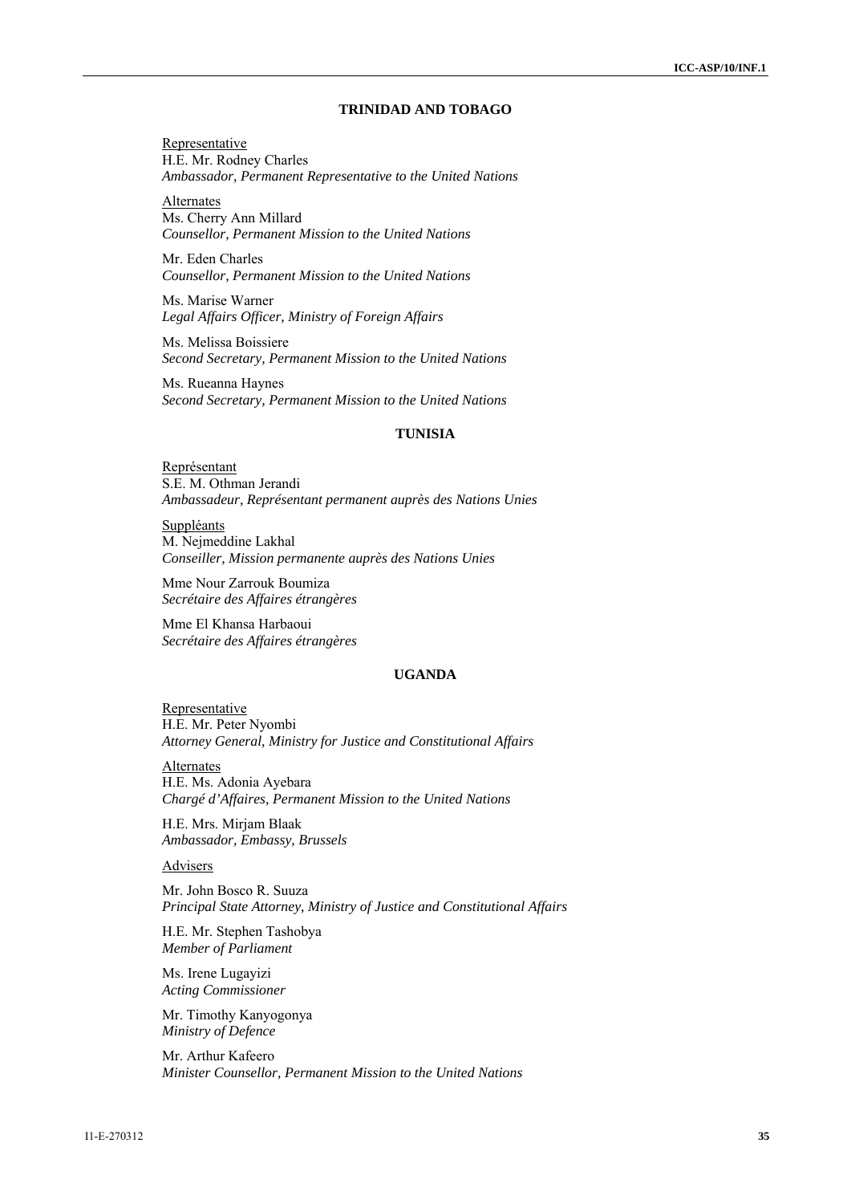## TRINIDAD AND TOBAGO

Representative
H.E. Mr. Rodney Charles
*Ambassador, Permanent Representative to the United Nations*

Alternates
Ms. Cherry Ann Millard
*Counsellor, Permanent Mission to the United Nations*

Mr. Eden Charles
*Counsellor, Permanent Mission to the United Nations*

Ms. Marise Warner
*Legal Affairs Officer, Ministry of Foreign Affairs*

Ms. Melissa Boissiere
*Second Secretary, Permanent Mission to the United Nations*

Ms. Rueanna Haynes
*Second Secretary, Permanent Mission to the United Nations*

## TUNISIA

Représentant
S.E. M. Othman Jerandi
*Ambassadeur, Représentant permanent auprès des Nations Unies*

Suppléants
M. Nejmeddine Lakhal
*Conseiller, Mission permanente auprès des Nations Unies*

Mme Nour Zarrouk Boumiza
*Secrétaire des Affaires étrangères*

Mme El Khansa Harbaoui
*Secrétaire des Affaires étrangères*

## UGANDA

Representative
H.E. Mr. Peter Nyombi
*Attorney General, Ministry for Justice and Constitutional Affairs*

Alternates
H.E. Ms. Adonia Ayebara
*Chargé d'Affaires, Permanent Mission to the United Nations*

H.E. Mrs. Mirjam Blaak
*Ambassador, Embassy, Brussels*

Advisers

Mr. John Bosco R. Suuza
*Principal State Attorney, Ministry of Justice and Constitutional Affairs*

H.E. Mr. Stephen Tashobya
*Member of Parliament*

Ms. Irene Lugayizi
*Acting Commissioner*

Mr. Timothy Kanyogonya
*Ministry of Defence*

Mr. Arthur Kafeero
*Minister Counsellor, Permanent Mission to the United Nations*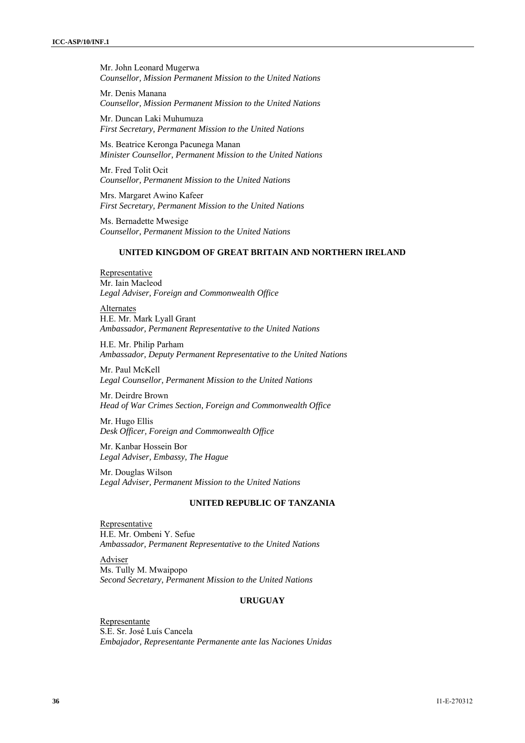Mr. John Leonard Mugerwa
*Counsellor, Mission Permanent Mission to the United Nations*

Mr. Denis Manana
*Counsellor, Mission Permanent Mission to the United Nations*

Mr. Duncan Laki Muhumuza
*First Secretary, Permanent Mission to the United Nations*

Ms. Beatrice Keronga Pacunega Manan
*Minister Counsellor, Permanent Mission to the United Nations*

Mr. Fred Tolit Ocit
*Counsellor, Permanent Mission to the United Nations*

Mrs. Margaret Awino Kafeer
*First Secretary, Permanent Mission to the United Nations*

Ms. Bernadette Mwesige
*Counsellor, Permanent Mission to the United Nations*

### UNITED KINGDOM OF GREAT BRITAIN AND NORTHERN IRELAND

Representative
Mr. Iain Macleod
*Legal Adviser, Foreign and Commonwealth Office*

Alternates
H.E. Mr. Mark Lyall Grant
*Ambassador, Permanent Representative to the United Nations*

H.E. Mr. Philip Parham
*Ambassador, Deputy Permanent Representative to the United Nations*

Mr. Paul McKell
*Legal Counsellor, Permanent Mission to the United Nations*

Mr. Deirdre Brown
*Head of War Crimes Section, Foreign and Commonwealth Office*

Mr. Hugo Ellis
*Desk Officer, Foreign and Commonwealth Office*

Mr. Kanbar Hossein Bor
*Legal Adviser, Embassy, The Hague*

Mr. Douglas Wilson
*Legal Adviser, Permanent Mission to the United Nations*

### UNITED REPUBLIC OF TANZANIA

Representative
H.E. Mr. Ombeni Y. Sefue
*Ambassador, Permanent Representative to the United Nations*

Adviser
Ms. Tully M. Mwaipopo
*Second Secretary, Permanent Mission to the United Nations*

### URUGUAY

Representante
S.E. Sr. José Luís Cancela
*Embajador, Representante Permanente ante las Naciones Unidas*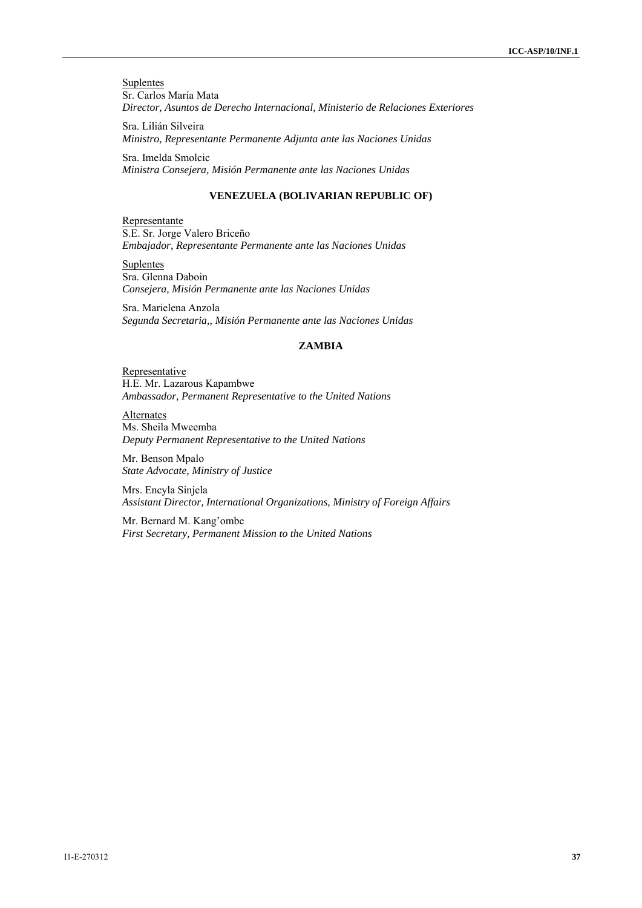Suplentes
Sr. Carlos María Mata
*Director, Asuntos de Derecho Internacional, Ministerio de Relaciones Exteriores*

Sra. Lilián Silveira
*Ministro, Representante Permanente Adjunta ante las Naciones Unidas*

Sra. Imelda Smolcic
*Ministra Consejera, Misión Permanente ante las Naciones Unidas*

### VENEZUELA (BOLIVARIAN REPUBLIC OF)

Representante
S.E. Sr. Jorge Valero Briceño
*Embajador, Representante Permanente ante las Naciones Unidas*

Suplentes
Sra. Glenna Daboin
*Consejera, Misión Permanente ante las Naciones Unidas*

Sra. Marielena Anzola
*Segunda Secretaria,, Misión Permanente ante las Naciones Unidas*

### ZAMBIA

Representative
H.E. Mr. Lazarous Kapambwe
*Ambassador, Permanent Representative to the United Nations*

Alternates
Ms. Sheila Mweemba
*Deputy Permanent Representative to the United Nations*

Mr. Benson Mpalo
*State Advocate, Ministry of Justice*

Mrs. Encyla Sinjela
*Assistant Director, International Organizations, Ministry of Foreign Affairs*

Mr. Bernard M. Kang'ombe
*First Secretary, Permanent Mission to the United Nations*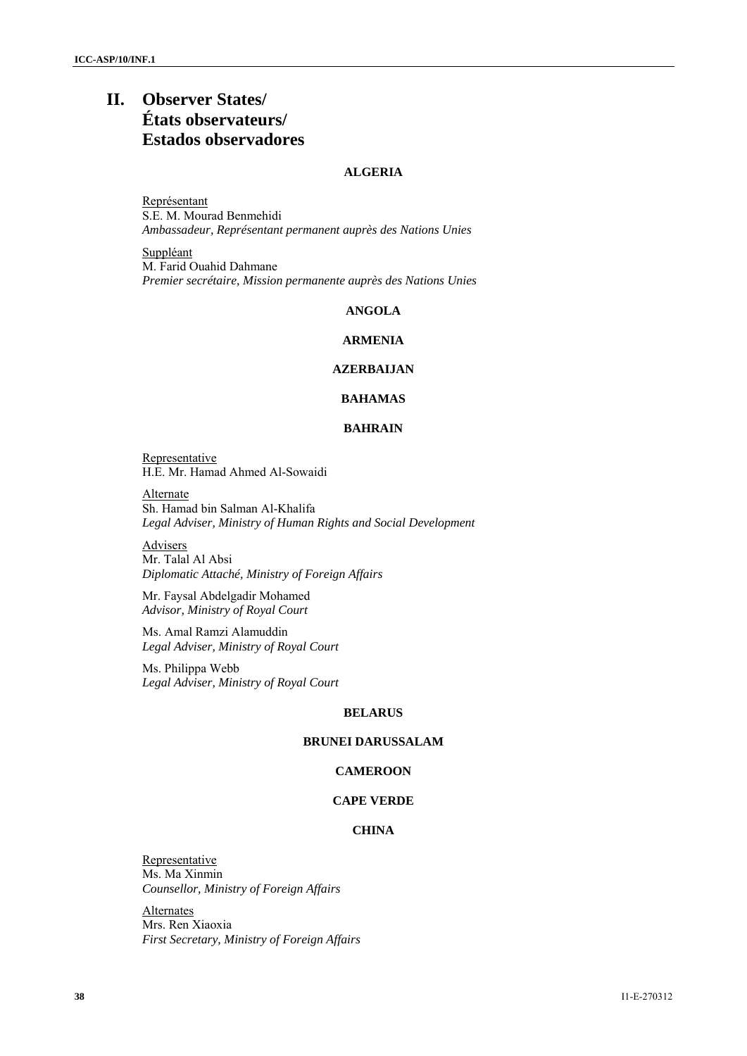# II. Observer States/ États observateurs/ Estados observadores

### ALGERIA

Représentant
S.E. M. Mourad Benmehidi
*Ambassadeur, Représentant permanent auprès des Nations Unies*

Suppléant
M. Farid Ouahid Dahmane
*Premier secrétaire, Mission permanente auprès des Nations Unies*

### ANGOLA

### ARMENIA

### AZERBAIJAN

### BAHAMAS

### BAHRAIN

Representative
H.E. Mr. Hamad Ahmed Al-Sowaidi

Alternate
Sh. Hamad bin Salman Al-Khalifa
*Legal Adviser, Ministry of Human Rights and Social Development*

Advisers
Mr. Talal Al Absi
*Diplomatic Attaché, Ministry of Foreign Affairs*

Mr. Faysal Abdelgadir Mohamed
*Advisor, Ministry of Royal Court*

Ms. Amal Ramzi Alamuddin
*Legal Adviser, Ministry of Royal Court*

Ms. Philippa Webb
*Legal Adviser, Ministry of Royal Court*

### BELARUS

### BRUNEI DARUSSALAM

### CAMEROON

### CAPE VERDE

### CHINA

Representative
Ms. Ma Xinmin
*Counsellor, Ministry of Foreign Affairs*

Alternates
Mrs. Ren Xiaoxia
*First Secretary, Ministry of Foreign Affairs*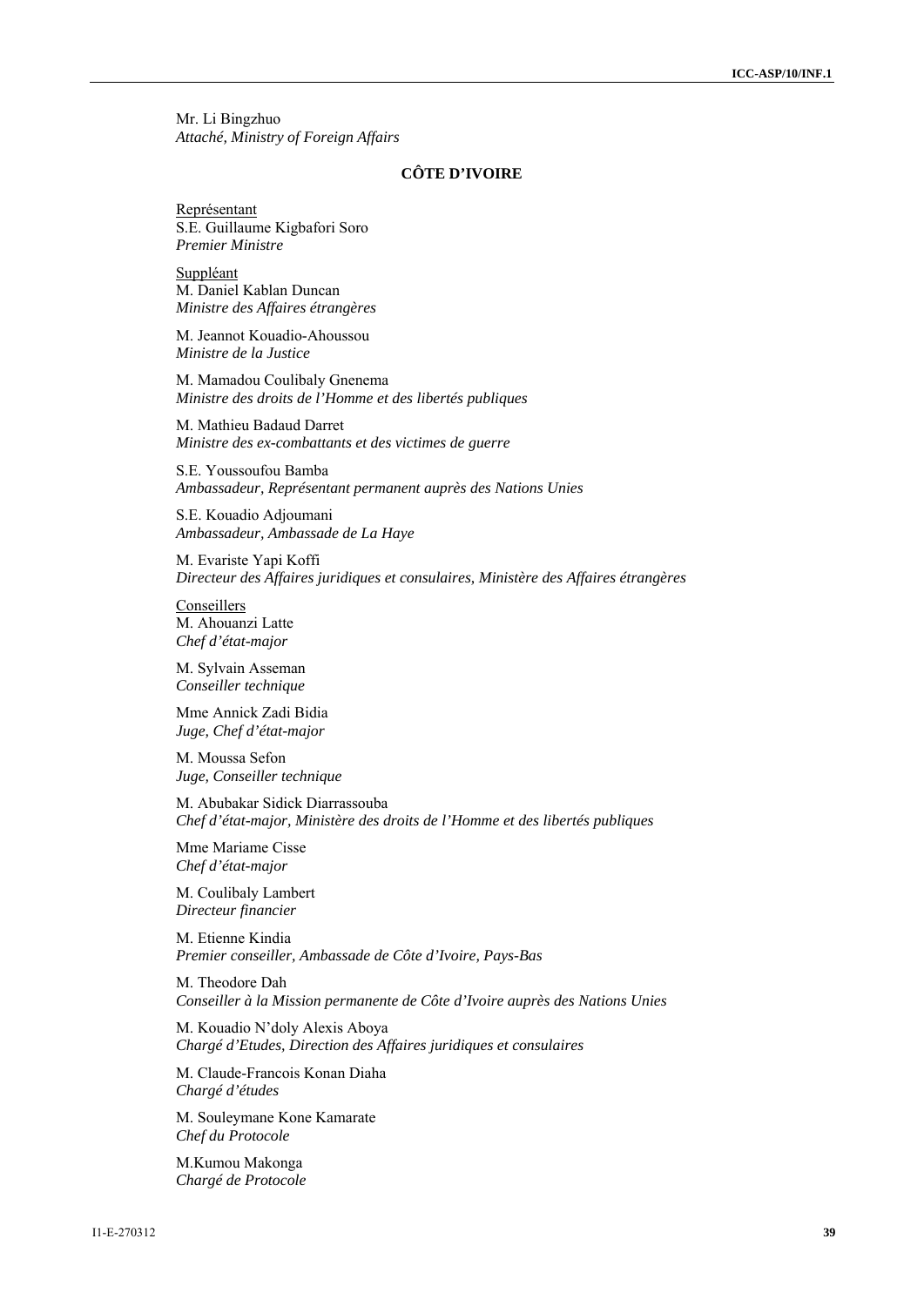Mr. Li Bingzhuo
*Attaché, Ministry of Foreign Affairs*

## CÔTE D'IVOIRE

Représentant
S.E. Guillaume Kigbafori Soro
*Premier Ministre*

Suppléant
M. Daniel Kablan Duncan
*Ministre des Affaires étrangères*

M. Jeannot Kouadio-Ahoussou
*Ministre de la Justice*

M. Mamadou Coulibaly Gnenema
*Ministre des droits de l'Homme et des libertés publiques*

M. Mathieu Badaud Darret
*Ministre des ex-combattants et des victimes de guerre*

S.E. Youssoufou Bamba
*Ambassadeur, Représentant permanent auprès des Nations Unies*

S.E. Kouadio Adjoumani
*Ambassadeur, Ambassade de La Haye*

M. Evariste Yapi Koffi
*Directeur des Affaires juridiques et consulaires, Ministère des Affaires étrangères*

Conseillers
M. Ahouanzi Latte
*Chef d'état-major*

M. Sylvain Asseman
*Conseiller technique*

Mme Annick Zadi Bidia
*Juge, Chef d'état-major*

M. Moussa Sefon
*Juge, Conseiller technique*

M. Abubakar Sidick Diarrassouba
*Chef d'état-major, Ministère des droits de l'Homme et des libertés publiques*

Mme Mariame Cisse
*Chef d'état-major*

M. Coulibaly Lambert
*Directeur financier*

M. Etienne Kindia
*Premier conseiller, Ambassade de Côte d'Ivoire, Pays-Bas*

M. Theodore Dah
*Conseiller à la Mission permanente de Côte d'Ivoire auprès des Nations Unies*

M. Kouadio N'doly Alexis Aboya
*Chargé d'Etudes, Direction des Affaires juridiques et consulaires*

M. Claude-Francois Konan Diaha
*Chargé d'études*

M. Souleymane Kone Kamarate
*Chef du Protocole*

M.Kumou Makonga
*Chargé de Protocole*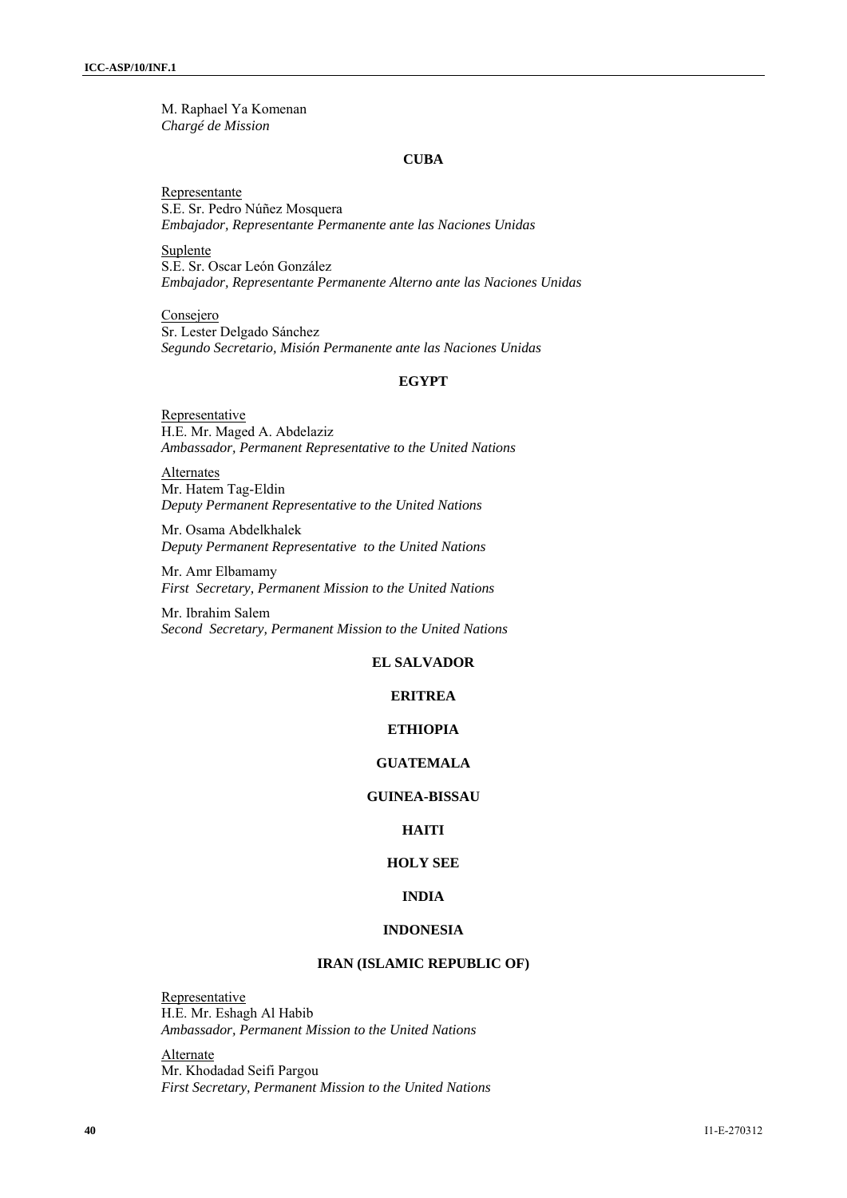M. Raphael Ya Komenan
*Chargé de Mission*

**CUBA**

Representante
S.E. Sr. Pedro Núñez Mosquera
*Embajador, Representante Permanente ante las Naciones Unidas*

Suplente
S.E. Sr. Oscar León González
*Embajador, Representante Permanente Alterno ante las Naciones Unidas*

Consejero
Sr. Lester Delgado Sánchez
*Segundo Secretario, Misión Permanente ante las Naciones Unidas*

**EGYPT**

Representative
H.E. Mr. Maged A. Abdelaziz
*Ambassador, Permanent Representative to the United Nations*

Alternates
Mr. Hatem Tag-Eldin
*Deputy Permanent Representative to the United Nations*

Mr. Osama Abdelkhalek
*Deputy Permanent Representative to the United Nations*

Mr. Amr Elbamamy
*First Secretary, Permanent Mission to the United Nations*

Mr. Ibrahim Salem
*Second Secretary, Permanent Mission to the United Nations*

**EL SALVADOR**

**ERITREA**

**ETHIOPIA**

**GUATEMALA**

**GUINEA-BISSAU**

**HAITI**

**HOLY SEE**

**INDIA**

**INDONESIA**

**IRAN (ISLAMIC REPUBLIC OF)**

Representative
H.E. Mr. Eshagh Al Habib
*Ambassador, Permanent Mission to the United Nations*

Alternate
Mr. Khodadad Seifi Pargou
*First Secretary, Permanent Mission to the United Nations*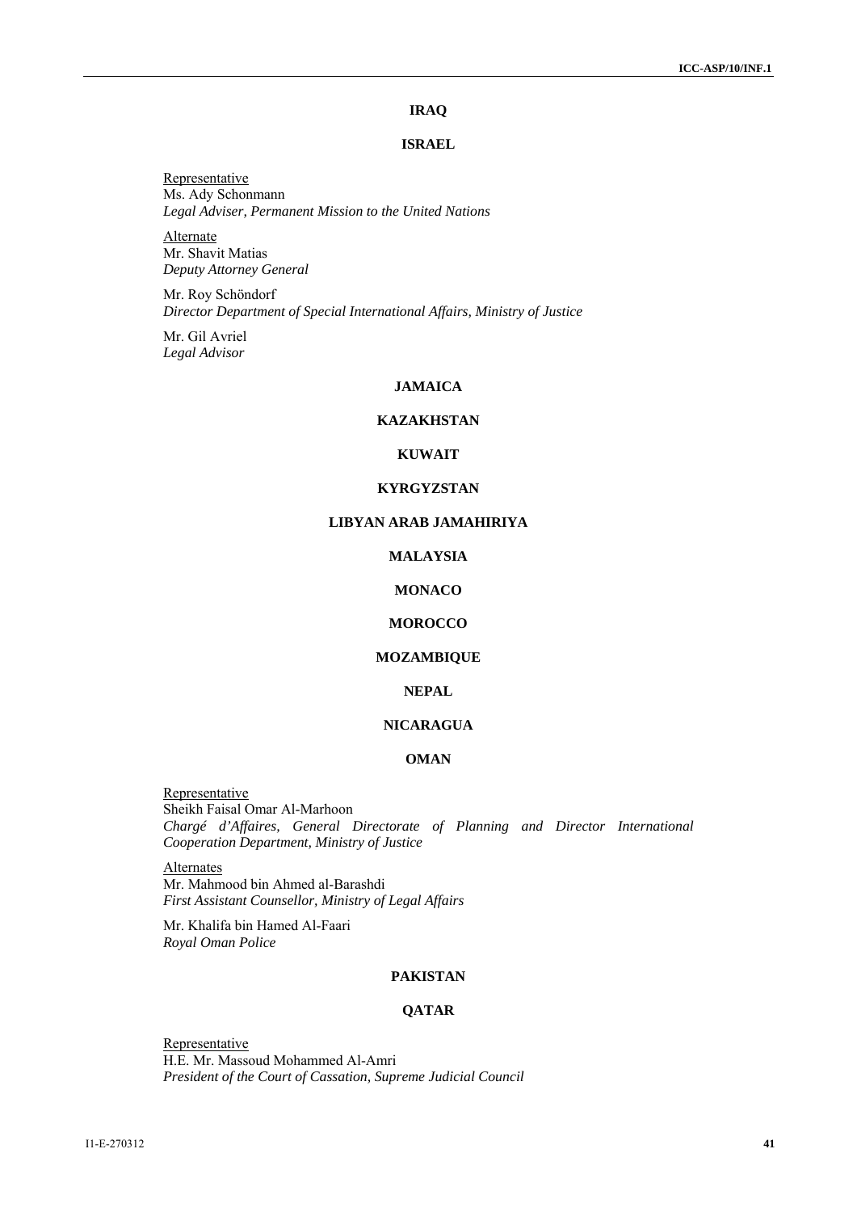## IRAQ

## ISRAEL

Representative
Ms. Ady Schonmann
*Legal Adviser, Permanent Mission to the United Nations*

Alternate
Mr. Shavit Matias
*Deputy Attorney General*

Mr. Roy Schöndorf
*Director Department of Special International Affairs, Ministry of Justice*

Mr. Gil Avriel
*Legal Advisor*

## JAMAICA

## KAZAKHSTAN

## KUWAIT

## KYRGYZSTAN

## LIBYAN ARAB JAMAHIRIYA

## MALAYSIA

## MONACO

## MOROCCO

## MOZAMBIQUE

## NEPAL

## NICARAGUA

## OMAN

Representative
Sheikh Faisal Omar Al-Marhoon
*Chargé d'Affaires, General Directorate of Planning and Director International Cooperation Department, Ministry of Justice*

Alternates
Mr. Mahmood bin Ahmed al-Barashdi
*First Assistant Counsellor, Ministry of Legal Affairs*

Mr. Khalifa bin Hamed Al-Faari
*Royal Oman Police*

## PAKISTAN

## QATAR

Representative
H.E. Mr. Massoud Mohammed Al-Amri
*President of the Court of Cassation, Supreme Judicial Council*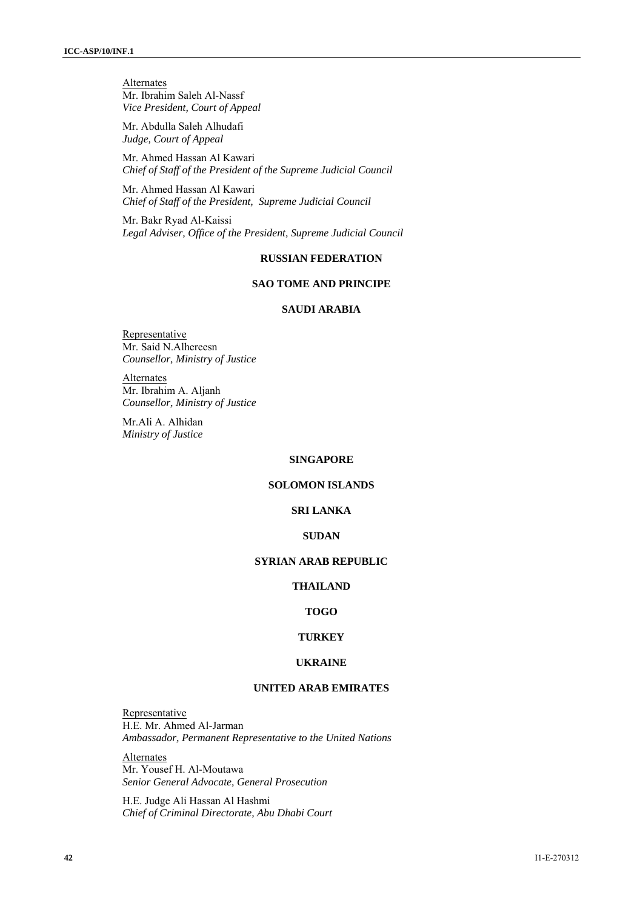Alternates

Mr. Ibrahim Saleh Al-Nassf
*Vice President, Court of Appeal*

Mr. Abdulla Saleh Alhudafi
*Judge, Court of Appeal*

Mr. Ahmed Hassan Al Kawari
*Chief of Staff of the President of the Supreme Judicial Council*

Mr. Ahmed Hassan Al Kawari
*Chief of Staff of the President, Supreme Judicial Council*

Mr. Bakr Ryad Al-Kaissi
*Legal Adviser, Office of the President, Supreme Judicial Council*

**RUSSIAN FEDERATION**

**SAO TOME AND PRINCIPE**

**SAUDI ARABIA**

Representative

Mr. Said N.Alhereesn
*Counsellor, Ministry of Justice*

Alternates

Mr. Ibrahim A. Aljanh
*Counsellor, Ministry of Justice*

Mr.Ali A. Alhidan
*Ministry of Justice*

**SINGAPORE**

**SOLOMON ISLANDS**

**SRI LANKA**

**SUDAN**

**SYRIAN ARAB REPUBLIC**

**THAILAND**

**TOGO**

**TURKEY**

**UKRAINE**

**UNITED ARAB EMIRATES**

Representative

H.E. Mr. Ahmed Al-Jarman
*Ambassador, Permanent Representative to the United Nations*

Alternates

Mr. Yousef H. Al-Moutawa
*Senior General Advocate, General Prosecution*

H.E. Judge Ali Hassan Al Hashmi
*Chief of Criminal Directorate, Abu Dhabi Court*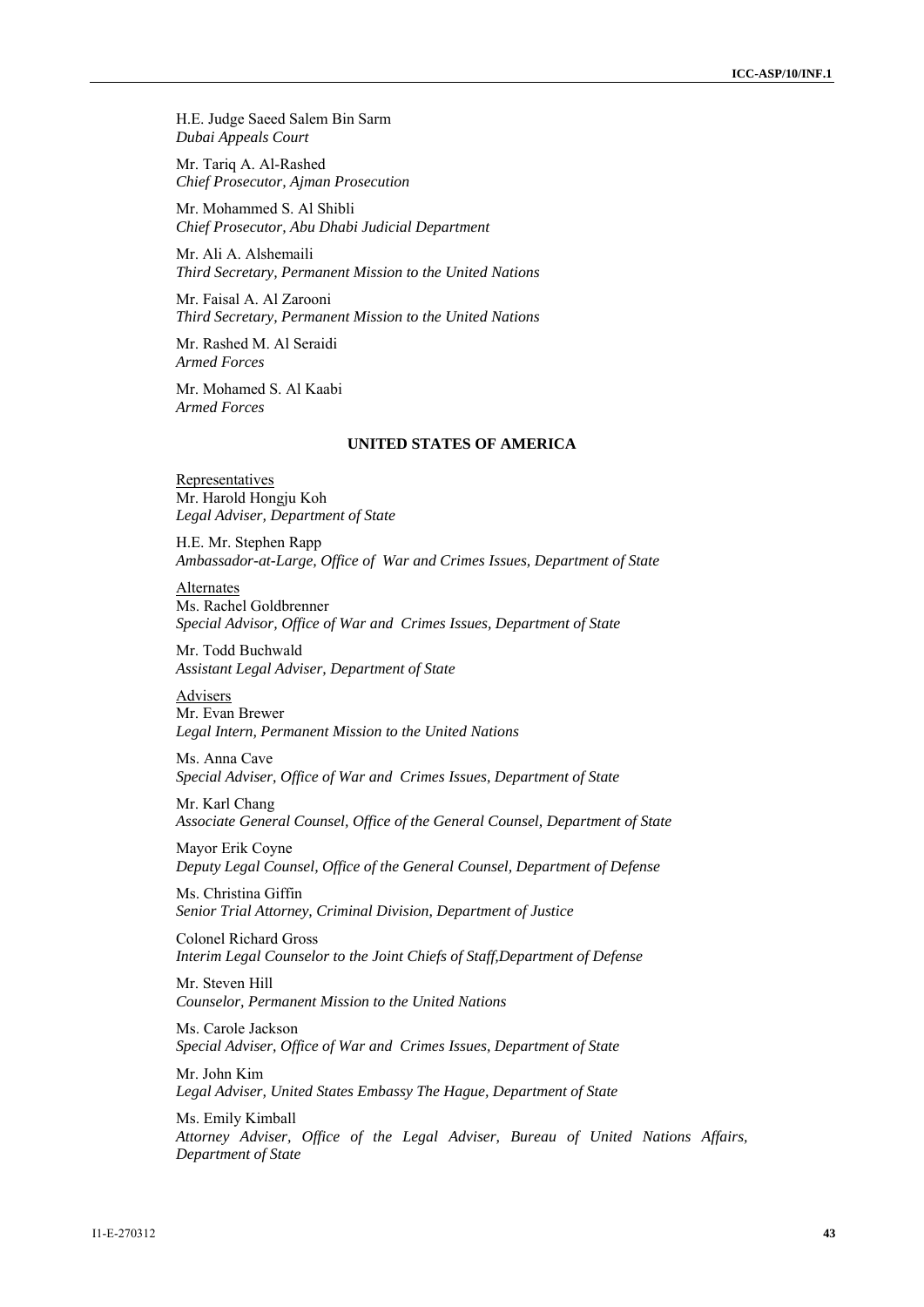H.E. Judge Saeed Salem Bin Sarm
*Dubai Appeals Court*

Mr. Tariq A. Al-Rashed
*Chief Prosecutor, Ajman Prosecution*

Mr. Mohammed S. Al Shibli
*Chief Prosecutor, Abu Dhabi Judicial Department*

Mr. Ali A. Alshemaili
*Third Secretary, Permanent Mission to the United Nations*

Mr. Faisal A. Al Zarooni
*Third Secretary, Permanent Mission to the United Nations*

Mr. Rashed M. Al Seraidi
*Armed Forces*

Mr. Mohamed S. Al Kaabi
*Armed Forces*

## UNITED STATES OF AMERICA

Representatives
Mr. Harold Hongju Koh
*Legal Adviser, Department of State*

H.E. Mr. Stephen Rapp
*Ambassador-at-Large, Office of War and Crimes Issues, Department of State*

Alternates
Ms. Rachel Goldbrenner
*Special Advisor, Office of War and Crimes Issues, Department of State*

Mr. Todd Buchwald
*Assistant Legal Adviser, Department of State*

Advisers
Mr. Evan Brewer
*Legal Intern, Permanent Mission to the United Nations*

Ms. Anna Cave
*Special Adviser, Office of War and Crimes Issues, Department of State*

Mr. Karl Chang
*Associate General Counsel, Office of the General Counsel, Department of State*

Mayor Erik Coyne
*Deputy Legal Counsel, Office of the General Counsel, Department of Defense*

Ms. Christina Giffin
*Senior Trial Attorney, Criminal Division, Department of Justice*

Colonel Richard Gross
*Interim Legal Counselor to the Joint Chiefs of Staff,Department of Defense*

Mr. Steven Hill
*Counselor, Permanent Mission to the United Nations*

Ms. Carole Jackson
*Special Adviser, Office of War and Crimes Issues, Department of State*

Mr. John Kim
*Legal Adviser, United States Embassy The Hague, Department of State*

Ms. Emily Kimball
*Attorney Adviser, Office of the Legal Adviser, Bureau of United Nations Affairs, Department of State*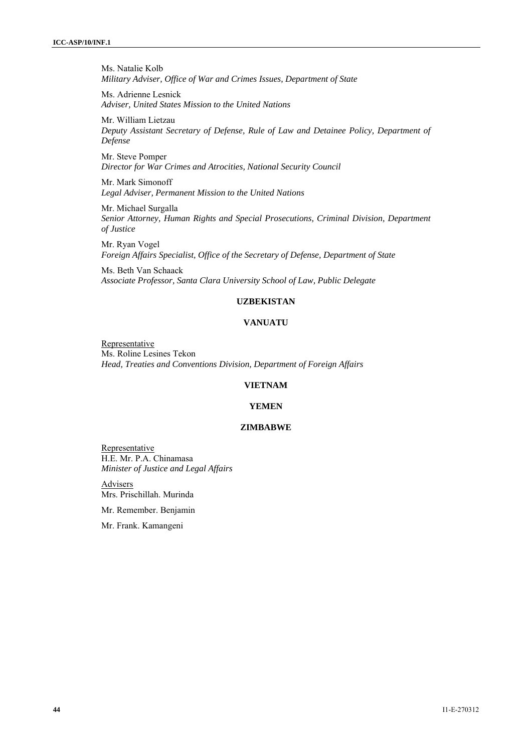Ms. Natalie Kolb
*Military Adviser, Office of War and Crimes Issues, Department of State*

Ms. Adrienne Lesnick
*Adviser, United States Mission to the United Nations*

Mr. William Lietzau
*Deputy Assistant Secretary of Defense, Rule of Law and Detainee Policy, Department of Defense*

Mr. Steve Pomper
*Director for War Crimes and Atrocities, National Security Council*

Mr. Mark Simonoff
*Legal Adviser, Permanent Mission to the United Nations*

Mr. Michael Surgalla
*Senior Attorney, Human Rights and Special Prosecutions, Criminal Division, Department of Justice*

Mr. Ryan Vogel
*Foreign Affairs Specialist, Office of the Secretary of Defense, Department of State*

Ms. Beth Van Schaack
*Associate Professor, Santa Clara University School of Law, Public Delegate*

**UZBEKISTAN**

**VANUATU**

Representative
Ms. Roline Lesines Tekon
*Head, Treaties and Conventions Division, Department of Foreign Affairs*

**VIETNAM**

**YEMEN**

**ZIMBABWE**

Representative
H.E. Mr. P.A. Chinamasa
*Minister of Justice and Legal Affairs*

Advisers
Mrs. Prischillah. Murinda

Mr. Remember. Benjamin

Mr. Frank. Kamangeni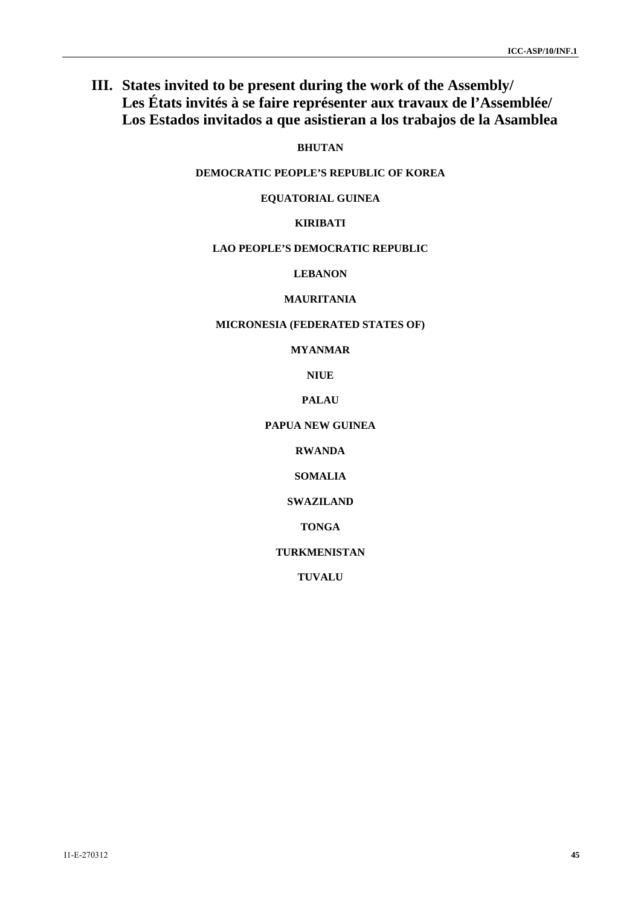# III. States invited to be present during the work of the Assembly/ Les États invités à se faire représenter aux travaux de l'Assemblée/ Los Estados invitados a que asistieran a los trabajos de la Asamblea

**BHUTAN**

**DEMOCRATIC PEOPLE'S REPUBLIC OF KOREA**

**EQUATORIAL GUINEA**

**KIRIBATI**

**LAO PEOPLE'S DEMOCRATIC REPUBLIC**

**LEBANON**

**MAURITANIA**

**MICRONESIA (FEDERATED STATES OF)**

**MYANMAR**

**NIUE**

**PALAU**

**PAPUA NEW GUINEA**

**RWANDA**

**SOMALIA**

**SWAZILAND**

**TONGA**

**TURKMENISTAN**

**TUVALU**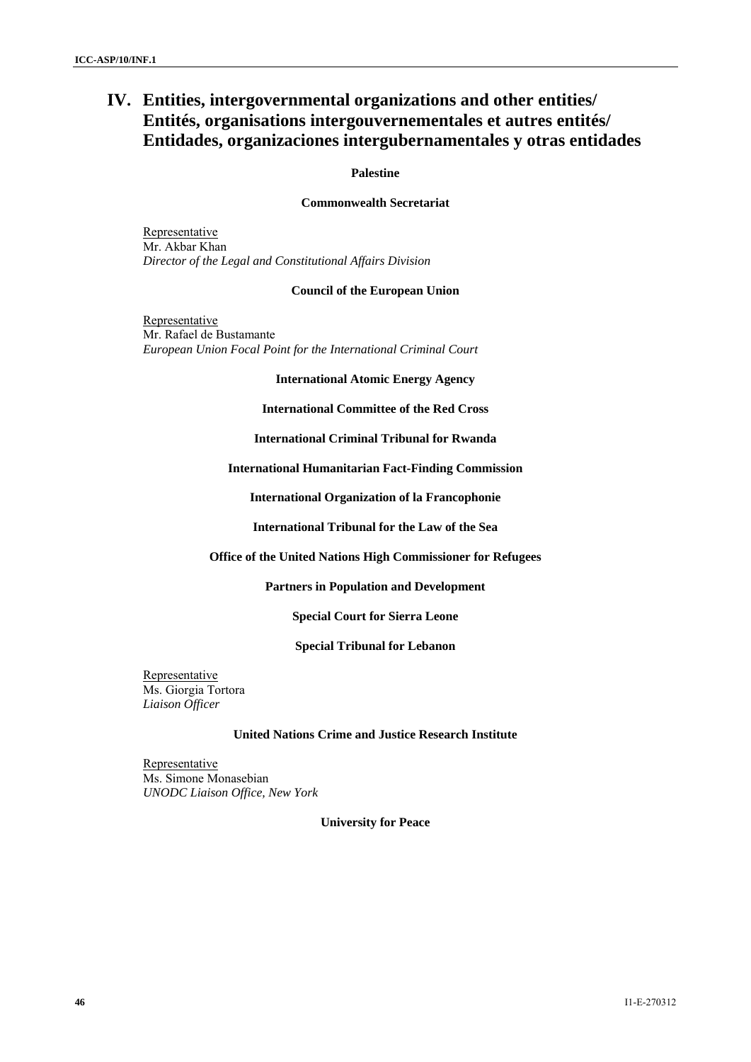# IV. Entities, intergovernmental organizations and other entities/ Entités, organisations intergouvernementales et autres entités/ Entidades, organizaciones intergubernamentales y otras entidades

**Palestine**

**Commonwealth Secretariat**

Representative
Mr. Akbar Khan
*Director of the Legal and Constitutional Affairs Division*

**Council of the European Union**

Representative
Mr. Rafael de Bustamante
*European Union Focal Point for the International Criminal Court*

**International Atomic Energy Agency**

**International Committee of the Red Cross**

**International Criminal Tribunal for Rwanda**

**International Humanitarian Fact-Finding Commission**

**International Organization of la Francophonie**

**International Tribunal for the Law of the Sea**

**Office of the United Nations High Commissioner for Refugees**

**Partners in Population and Development**

**Special Court for Sierra Leone**

**Special Tribunal for Lebanon**

Representative
Ms. Giorgia Tortora
*Liaison Officer*

**United Nations Crime and Justice Research Institute**

Representative
Ms. Simone Monasebian
*UNODC Liaison Office, New York*

**University for Peace**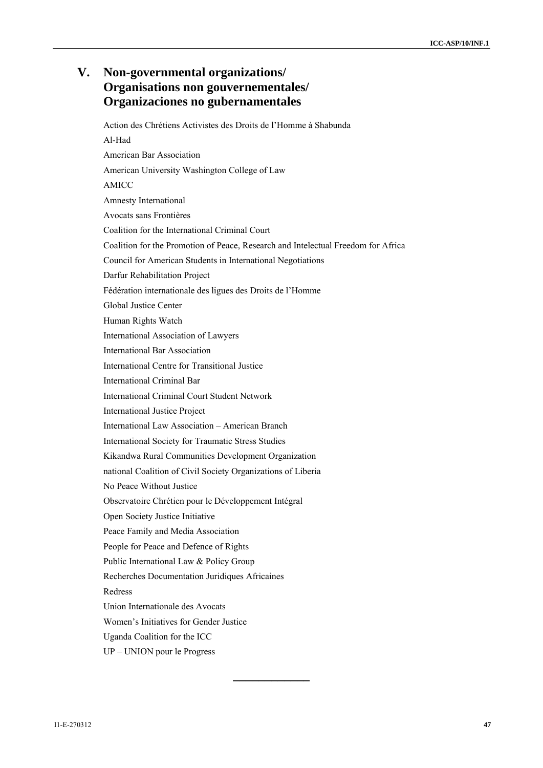# V. Non-governmental organizations/ Organisations non gouvernementales/ Organizaciones no gubernamentales

Action des Chrétiens Activistes des Droits de l'Homme à Shabunda

Al-Had

American Bar Association

American University Washington College of Law

AMICC

Amnesty International

Avocats sans Frontières

Coalition for the International Criminal Court

Coalition for the Promotion of Peace, Research and Intelectual Freedom for Africa

Council for American Students in International Negotiations

Darfur Rehabilitation Project

Fédération internationale des ligues des Droits de l'Homme

Global Justice Center

Human Rights Watch

International Association of Lawyers

International Bar Association

International Centre for Transitional Justice

International Criminal Bar

International Criminal Court Student Network

International Justice Project

International Law Association – American Branch

International Society for Traumatic Stress Studies

Kikandwa Rural Communities Development Organization

national Coalition of Civil Society Organizations of Liberia

No Peace Without Justice

Observatoire Chrétien pour le Développement Intégral

Open Society Justice Initiative

Peace Family and Media Association

People for Peace and Defence of Rights

Public International Law & Policy Group

Recherches Documentation Juridiques Africaines

Redress

Union Internationale des Avocats

Women's Initiatives for Gender Justice

Uganda Coalition for the ICC

UP – UNION pour le Progress